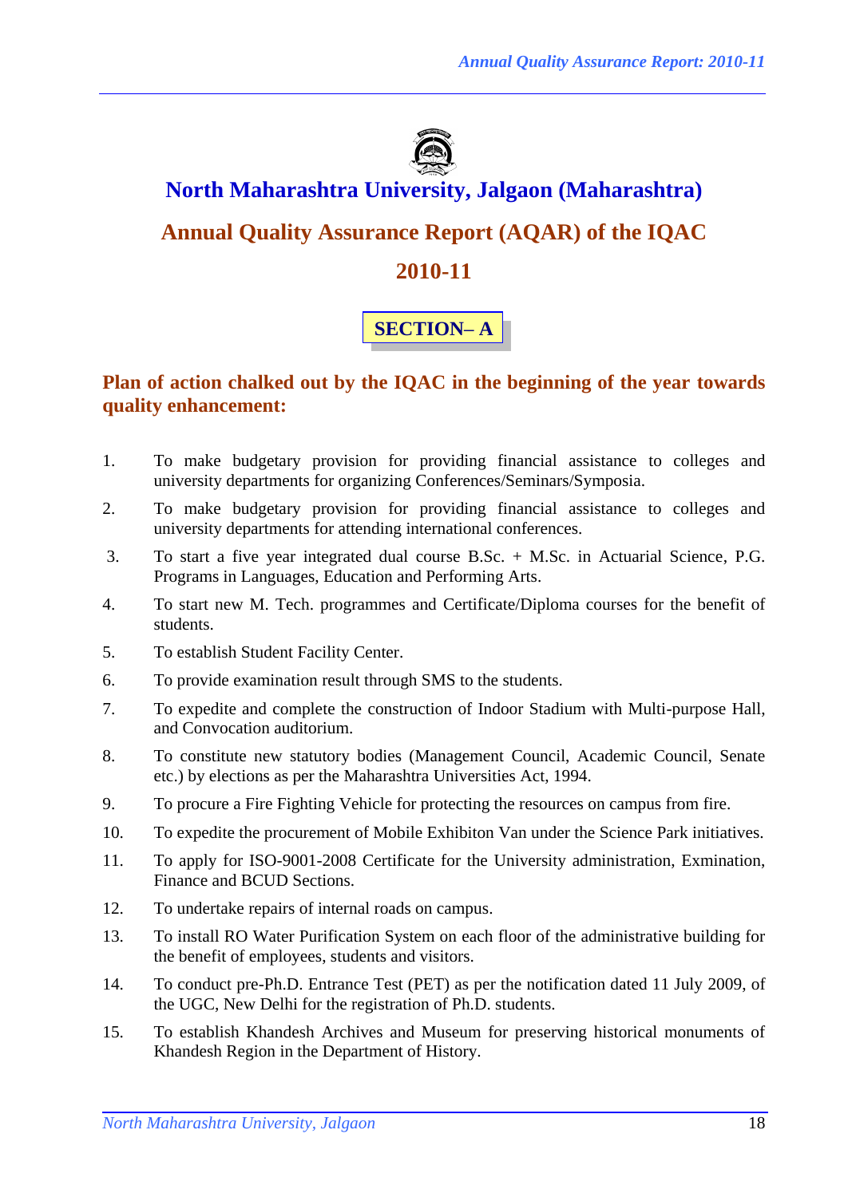# North Maharashtra University, Jalgaon (Maharashtra)

## Annual Quality Assurance Report (AQAR) of the IQAC

## 2010-11

### SECTION– A

**Plan of action chalked out by the IQAC in the beginning of the year towards quality enhancement:**

1. To make budgetary provision for providing financial assistance to colleges and university departments for organizing Conferences/Seminars/Symposia.
2. To make budgetary provision for providing financial assistance to colleges and university departments for attending international conferences.
3. To start a five year integrated dual course B.Sc. + M.Sc. in Actuarial Science, P.G. Programs in Languages, Education and Performing Arts.
4. To start new M. Tech. programmes and Certificate/Diploma courses for the benefit of students.
5. To establish Student Facility Center.
6. To provide examination result through SMS to the students.
7. To expedite and complete the construction of Indoor Stadium with Multi-purpose Hall, and Convocation auditorium.
8. To constitute new statutory bodies (Management Council, Academic Council, Senate etc.) by elections as per the Maharashtra Universities Act, 1994.
9. To procure a Fire Fighting Vehicle for protecting the resources on campus from fire.
10. To expedite the procurement of Mobile Exhibiton Van under the Science Park initiatives.
11. To apply for ISO-9001-2008 Certificate for the University administration, Exmination, Finance and BCUD Sections.
12. To undertake repairs of internal roads on campus.
13. To install RO Water Purification System on each floor of the administrative building for the benefit of employees, students and visitors.
14. To conduct pre-Ph.D. Entrance Test (PET) as per the notification dated 11 July 2009, of the UGC, New Delhi for the registration of Ph.D. students.
15. To establish Khandesh Archives and Museum for preserving historical monuments of Khandesh Region in the Department of History.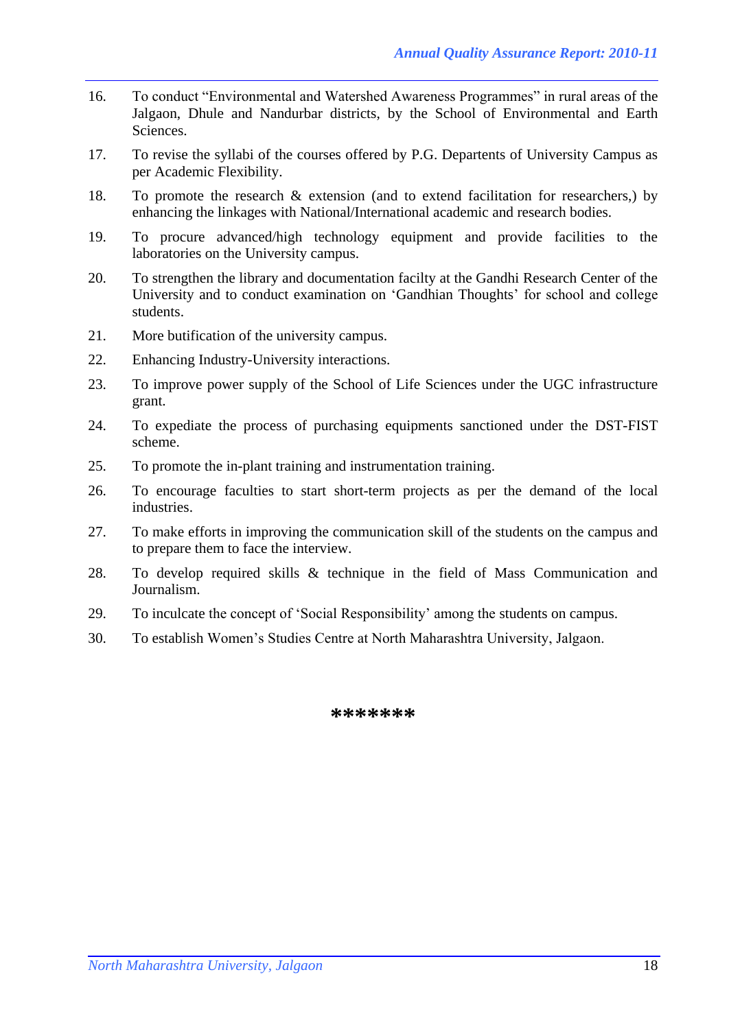16. To conduct "Environmental and Watershed Awareness Programmes" in rural areas of the Jalgaon, Dhule and Nandurbar districts, by the School of Environmental and Earth Sciences.
17. To revise the syllabi of the courses offered by P.G. Departments of University Campus as per Academic Flexibility.
18. To promote the research & extension (and to extend facilitation for researchers,) by enhancing the linkages with National/International academic and research bodies.
19. To procure advanced/high technology equipment and provide facilities to the laboratories on the University campus.
20. To strengthen the library and documentation facilty at the Gandhi Research Center of the University and to conduct examination on 'Gandhian Thoughts' for school and college students.
21. More butification of the university campus.
22. Enhancing Industry-University interactions.
23. To improve power supply of the School of Life Sciences under the UGC infrastructure grant.
24. To expediate the process of purchasing equipments sanctioned under the DST-FIST scheme.
25. To promote the in-plant training and instrumentation training.
26. To encourage faculties to start short-term projects as per the demand of the local industries.
27. To make efforts in improving the communication skill of the students on the campus and to prepare them to face the interview.
28. To develop required skills & technique in the field of Mass Communication and Journalism.
29. To inculcate the concept of 'Social Responsibility' among the students on campus.
30. To establish Women's Studies Centre at North Maharashtra University, Jalgaon.

*******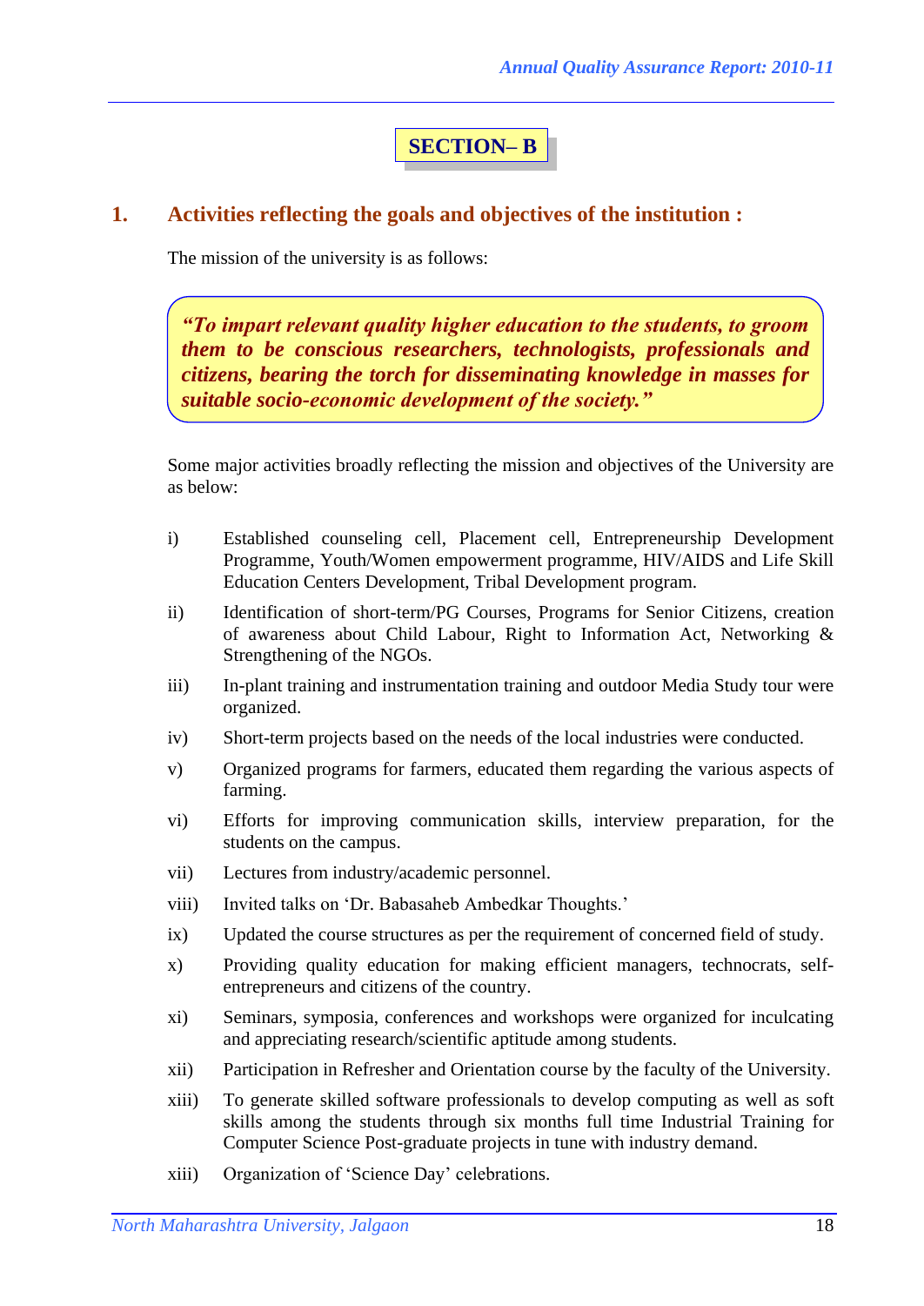## SECTION– B

### 1. Activities reflecting the goals and objectives of the institution :

The mission of the university is as follows:

> ***"To impart relevant quality higher education to the students, to groom them to be conscious researchers, technologists, professionals and citizens, bearing the torch for disseminating knowledge in masses for suitable socio-economic development of the society."***

Some major activities broadly reflecting the mission and objectives of the University are as below:

i) Established counseling cell, Placement cell, Entrepreneurship Development Programme, Youth/Women empowerment programme, HIV/AIDS and Life Skill Education Centers Development, Tribal Development program.

ii) Identification of short-term/PG Courses, Programs for Senior Citizens, creation of awareness about Child Labour, Right to Information Act, Networking & Strengthening of the NGOs.

iii) In-plant training and instrumentation training and outdoor Media Study tour were organized.

iv) Short-term projects based on the needs of the local industries were conducted.

v) Organized programs for farmers, educated them regarding the various aspects of farming.

vi) Efforts for improving communication skills, interview preparation, for the students on the campus.

vii) Lectures from industry/academic personnel.

viii) Invited talks on 'Dr. Babasaheb Ambedkar Thoughts.'

ix) Updated the course structures as per the requirement of concerned field of study.

x) Providing quality education for making efficient managers, technocrats, self-entrepreneurs and citizens of the country.

xi) Seminars, symposia, conferences and workshops were organized for inculcating and appreciating research/scientific aptitude among students.

xii) Participation in Refresher and Orientation course by the faculty of the University.

xiii) To generate skilled software professionals to develop computing as well as soft skills among the students through six months full time Industrial Training for Computer Science Post-graduate projects in tune with industry demand.

xiii) Organization of 'Science Day' celebrations.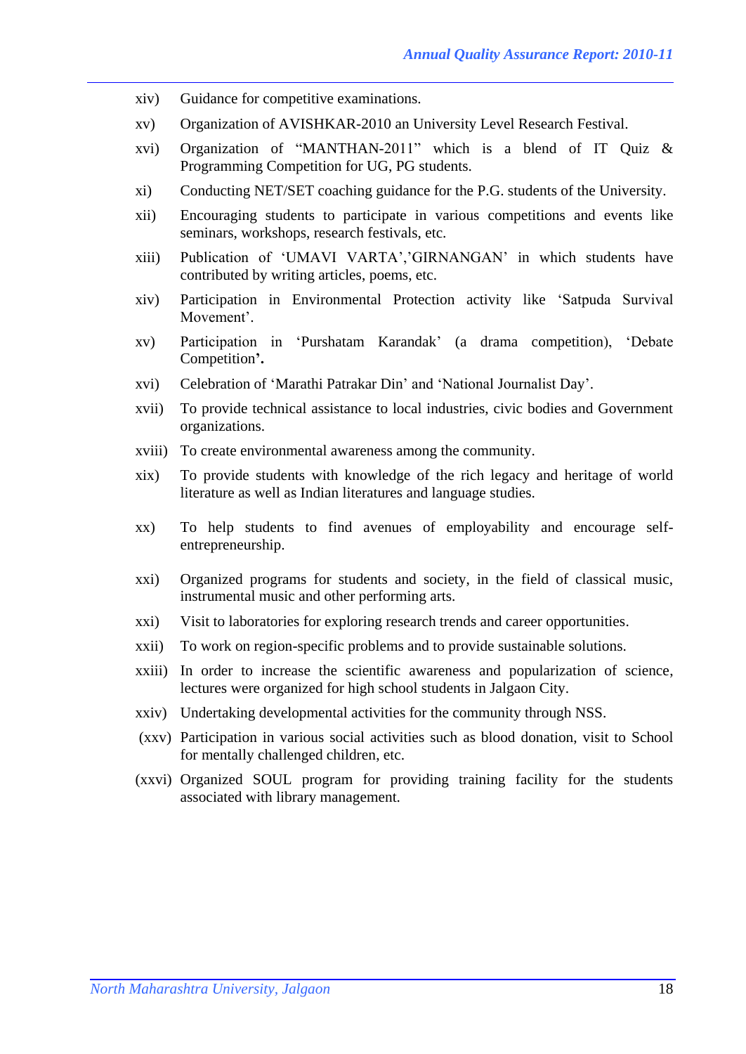xiv) Guidance for competitive examinations.

xv) Organization of AVISHKAR-2010 an University Level Research Festival.

xvi) Organization of "MANTHAN-2011" which is a blend of IT Quiz & Programming Competition for UG, PG students.

xi) Conducting NET/SET coaching guidance for the P.G. students of the University.

xii) Encouraging students to participate in various competitions and events like seminars, workshops, research festivals, etc.

xiii) Publication of 'UMAVI VARTA','GIRNANGAN' in which students have contributed by writing articles, poems, etc.

xiv) Participation in Environmental Protection activity like 'Satpuda Survival Movement'.

xv) Participation in 'Purshatam Karandak' (a drama competition), 'Debate Competition'**.**

xvi) Celebration of 'Marathi Patrakar Din' and 'National Journalist Day'.

xvii) To provide technical assistance to local industries, civic bodies and Government organizations.

xviii) To create environmental awareness among the community.

xix) To provide students with knowledge of the rich legacy and heritage of world literature as well as Indian literatures and language studies.

xx) To help students to find avenues of employability and encourage self-entrepreneurship.

xxi) Organized programs for students and society, in the field of classical music, instrumental music and other performing arts.

xxi) Visit to laboratories for exploring research trends and career opportunities.

xxii) To work on region-specific problems and to provide sustainable solutions.

xxiii) In order to increase the scientific awareness and popularization of science, lectures were organized for high school students in Jalgaon City.

xxiv) Undertaking developmental activities for the community through NSS.

(xxv) Participation in various social activities such as blood donation, visit to School for mentally challenged children, etc.

(xxvi) Organized SOUL program for providing training facility for the students associated with library management.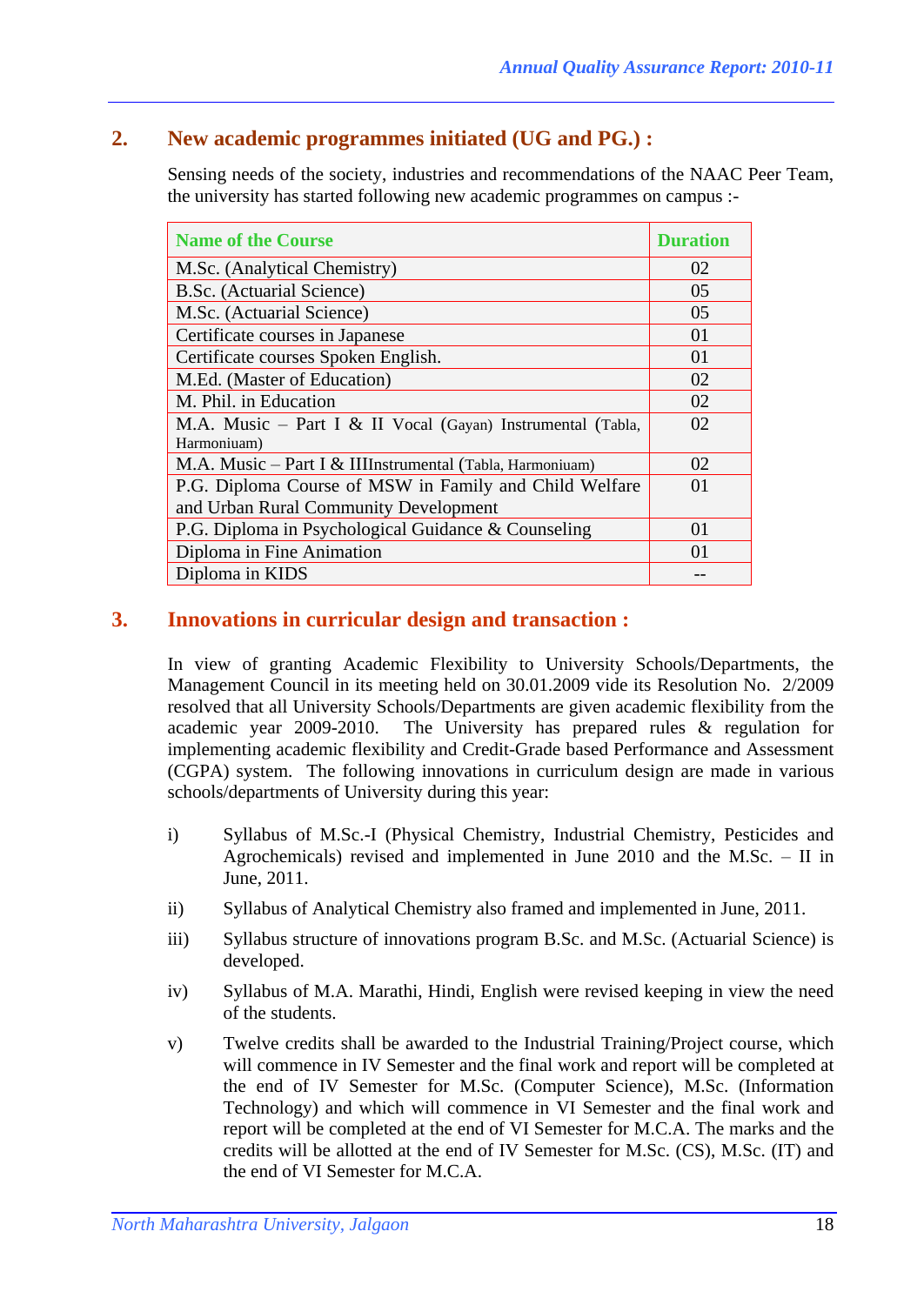## 2. New academic programmes initiated (UG and PG.) :

Sensing needs of the society, industries and recommendations of the NAAC Peer Team, the university has started following new academic programmes on campus :-

| Name of the Course | Duration |
|---|---|
| M.Sc. (Analytical Chemistry) | 02 |
| B.Sc. (Actuarial Science) | 05 |
| M.Sc. (Actuarial Science) | 05 |
| Certificate courses in Japanese | 01 |
| Certificate courses Spoken English. | 01 |
| M.Ed. (Master of Education) | 02 |
| M. Phil. in Education | 02 |
| M.A. Music – Part I & II Vocal (Gayan) Instrumental (Tabla, Harmoniuam) | 02 |
| M.A. Music – Part I & IIIInstrumental (Tabla, Harmoniuam) | 02 |
| P.G. Diploma Course of MSW in Family and Child Welfare and Urban Rural Community Development | 01 |
| P.G. Diploma in Psychological Guidance & Counseling | 01 |
| Diploma in Fine Animation | 01 |
| Diploma in KIDS | -- |

## 3. Innovations in curricular design and transaction :

In view of granting Academic Flexibility to University Schools/Departments, the Management Council in its meeting held on 30.01.2009 vide its Resolution No. 2/2009 resolved that all University Schools/Departments are given academic flexibility from the academic year 2009-2010. The University has prepared rules & regulation for implementing academic flexibility and Credit-Grade based Performance and Assessment (CGPA) system. The following innovations in curriculum design are made in various schools/departments of University during this year:

i) Syllabus of M.Sc.-I (Physical Chemistry, Industrial Chemistry, Pesticides and Agrochemicals) revised and implemented in June 2010 and the M.Sc. – II in June, 2011.

ii) Syllabus of Analytical Chemistry also framed and implemented in June, 2011.

iii) Syllabus structure of innovations program B.Sc. and M.Sc. (Actuarial Science) is developed.

iv) Syllabus of M.A. Marathi, Hindi, English were revised keeping in view the need of the students.

v) Twelve credits shall be awarded to the Industrial Training/Project course, which will commence in IV Semester and the final work and report will be completed at the end of IV Semester for M.Sc. (Computer Science), M.Sc. (Information Technology) and which will commence in VI Semester and the final work and report will be completed at the end of VI Semester for M.C.A. The marks and the credits will be allotted at the end of IV Semester for M.Sc. (CS), M.Sc. (IT) and the end of VI Semester for M.C.A.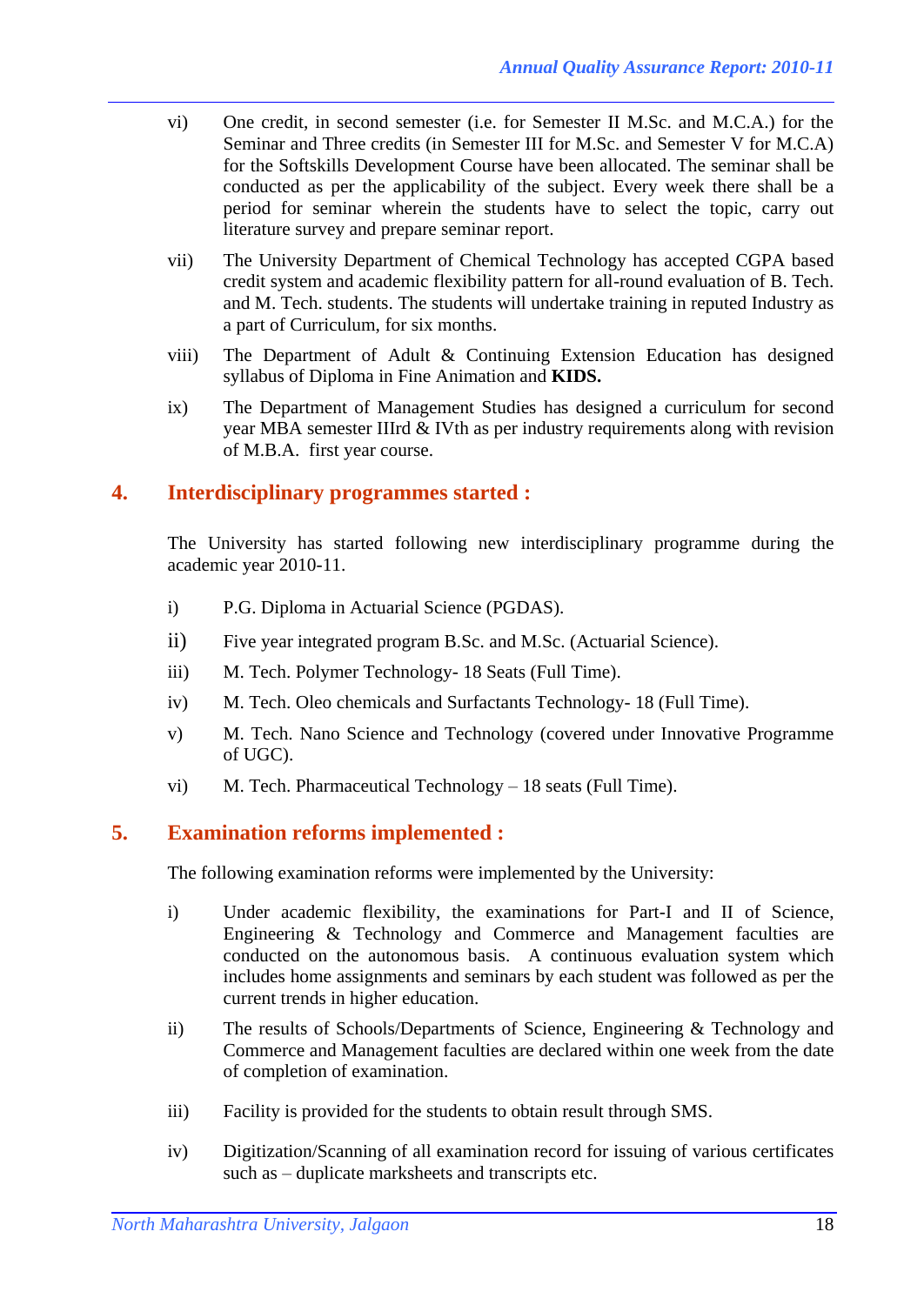vi) One credit, in second semester (i.e. for Semester II M.Sc. and M.C.A.) for the Seminar and Three credits (in Semester III for M.Sc. and Semester V for M.C.A) for the Softskills Development Course have been allocated. The seminar shall be conducted as per the applicability of the subject. Every week there shall be a period for seminar wherein the students have to select the topic, carry out literature survey and prepare seminar report.

vii) The University Department of Chemical Technology has accepted CGPA based credit system and academic flexibility pattern for all-round evaluation of B. Tech. and M. Tech. students. The students will undertake training in reputed Industry as a part of Curriculum, for six months.

viii) The Department of Adult & Continuing Extension Education has designed syllabus of Diploma in Fine Animation and **KIDS.**

ix) The Department of Management Studies has designed a curriculum for second year MBA semester IIIrd & IVth as per industry requirements along with revision of M.B.A. first year course.

## 4. Interdisciplinary programmes started :

The University has started following new interdisciplinary programme during the academic year 2010-11.

i) P.G. Diploma in Actuarial Science (PGDAS).

ii) Five year integrated program B.Sc. and M.Sc. (Actuarial Science).

iii) M. Tech. Polymer Technology- 18 Seats (Full Time).

iv) M. Tech. Oleo chemicals and Surfactants Technology- 18 (Full Time).

v) M. Tech. Nano Science and Technology (covered under Innovative Programme of UGC).

vi) M. Tech. Pharmaceutical Technology – 18 seats (Full Time).

## 5. Examination reforms implemented :

The following examination reforms were implemented by the University:

i) Under academic flexibility, the examinations for Part-I and II of Science, Engineering & Technology and Commerce and Management faculties are conducted on the autonomous basis. A continuous evaluation system which includes home assignments and seminars by each student was followed as per the current trends in higher education.

ii) The results of Schools/Departments of Science, Engineering & Technology and Commerce and Management faculties are declared within one week from the date of completion of examination.

iii) Facility is provided for the students to obtain result through SMS.

iv) Digitization/Scanning of all examination record for issuing of various certificates such as – duplicate marksheets and transcripts etc.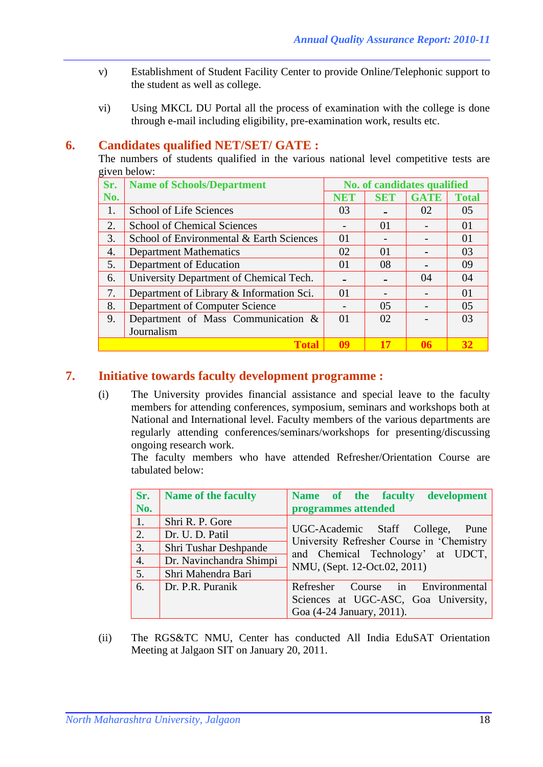v) Establishment of Student Facility Center to provide Online/Telephonic support to the student as well as college.

vi) Using MKCL DU Portal all the process of examination with the college is done through e-mail including eligibility, pre-examination work, results etc.

## 6. Candidates qualified NET/SET/ GATE :

The numbers of students qualified in the various national level competitive tests are given below:

| Sr. No. | Name of Schools/Department | No. of candidates qualified | | | |
|---|---|---|---|---|---|
| | | NET | SET | GATE | Total |
| 1. | School of Life Sciences | 03 | - | 02 | 05 |
| 2. | School of Chemical Sciences | - | 01 | - | 01 |
| 3. | School of Environmental & Earth Sciences | 01 | - | - | 01 |
| 4. | Department Mathematics | 02 | 01 | - | 03 |
| 5. | Department of Education | 01 | 08 | - | 09 |
| 6. | University Department of Chemical Tech. | - | - | 04 | 04 |
| 7. | Department of Library & Information Sci. | 01 | - | - | 01 |
| 8. | Department of Computer Science | - | 05 | - | 05 |
| 9. | Department of Mass Communication & Journalism | 01 | 02 | - | 03 |
| | **Total** | **09** | **17** | **06** | **32** |

## 7. Initiative towards faculty development programme :

(i) The University provides financial assistance and special leave to the faculty members for attending conferences, symposium, seminars and workshops both at National and International level. Faculty members of the various departments are regularly attending conferences/seminars/workshops for presenting/discussing ongoing research work.

The faculty members who have attended Refresher/Orientation Course are tabulated below:

| Sr. No. | Name of the faculty | Name of the faculty development programmes attended |
|---|---|---|
| 1. | Shri R. P. Gore | UGC-Academic Staff College, Pune University Refresher Course in 'Chemistry and Chemical Technology' at UDCT, NMU, (Sept. 12-Oct.02, 2011) |
| 2. | Dr. U. D. Patil | |
| 3. | Shri Tushar Deshpande | |
| 4. | Dr. Navinchandra Shimpi | |
| 5. | Shri Mahendra Bari | |
| 6. | Dr. P.R. Puranik | Refresher Course in Environmental Sciences at UGC-ASC, Goa University, Goa (4-24 January, 2011). |

(ii) The RGS&TC NMU, Center has conducted All India EduSAT Orientation Meeting at Jalgaon SIT on January 20, 2011.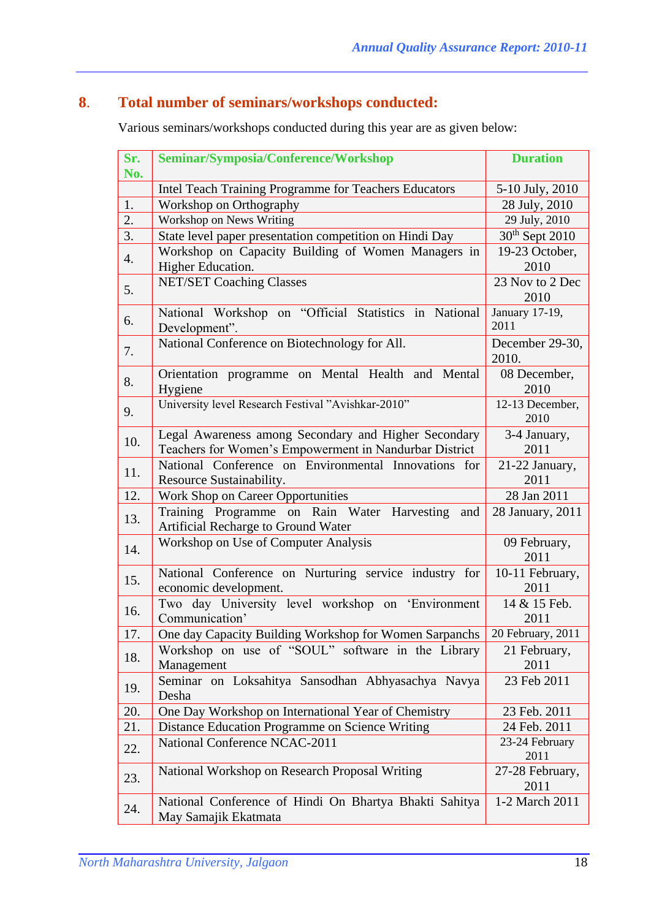## 8. Total number of seminars/workshops conducted:

Various seminars/workshops conducted during this year are as given below:

| Sr. No. | Seminar/Symposia/Conference/Workshop | Duration |
|---|---|---|
| | Intel Teach Training Programme for Teachers Educators | 5-10 July, 2010 |
| 1. | Workshop on Orthography | 28 July, 2010 |
| 2. | Workshop on News Writing | 29 July, 2010 |
| 3. | State level paper presentation competition on Hindi Day | 30th Sept 2010 |
| 4. | Workshop on Capacity Building of Women Managers in Higher Education. | 19-23 October, 2010 |
| 5. | NET/SET Coaching Classes | 23 Nov to 2 Dec 2010 |
| 6. | National Workshop on "Official Statistics in National Development". | January 17-19, 2011 |
| 7. | National Conference on Biotechnology for All. | December 29-30, 2010. |
| 8. | Orientation programme on Mental Health and Mental Hygiene | 08 December, 2010 |
| 9. | University level Research Festival "Avishkar-2010" | 12-13 December, 2010 |
| 10. | Legal Awareness among Secondary and Higher Secondary Teachers for Women's Empowerment in Nandurbar District | 3-4 January, 2011 |
| 11. | National Conference on Environmental Innovations for Resource Sustainability. | 21-22 January, 2011 |
| 12. | Work Shop on Career Opportunities | 28 Jan 2011 |
| 13. | Training Programme on Rain Water Harvesting and Artificial Recharge to Ground Water | 28 January, 2011 |
| 14. | Workshop on Use of Computer Analysis | 09 February, 2011 |
| 15. | National Conference on Nurturing service industry for economic development. | 10-11 February, 2011 |
| 16. | Two day University level workshop on 'Environment Communication' | 14 & 15 Feb. 2011 |
| 17. | One day Capacity Building Workshop for Women Sarpanchs | 20 February, 2011 |
| 18. | Workshop on use of "SOUL" software in the Library Management | 21 February, 2011 |
| 19. | Seminar on Loksahitya Sansodhan Abhyasachya Navya Desha | 23 Feb 2011 |
| 20. | One Day Workshop on International Year of Chemistry | 23 Feb. 2011 |
| 21. | Distance Education Programme on Science Writing | 24 Feb. 2011 |
| 22. | National Conference NCAC-2011 | 23-24 February 2011 |
| 23. | National Workshop on Research Proposal Writing | 27-28 February, 2011 |
| 24. | National Conference of Hindi On Bhartya Bhakti Sahitya May Samajik Ekatmata | 1-2 March 2011 |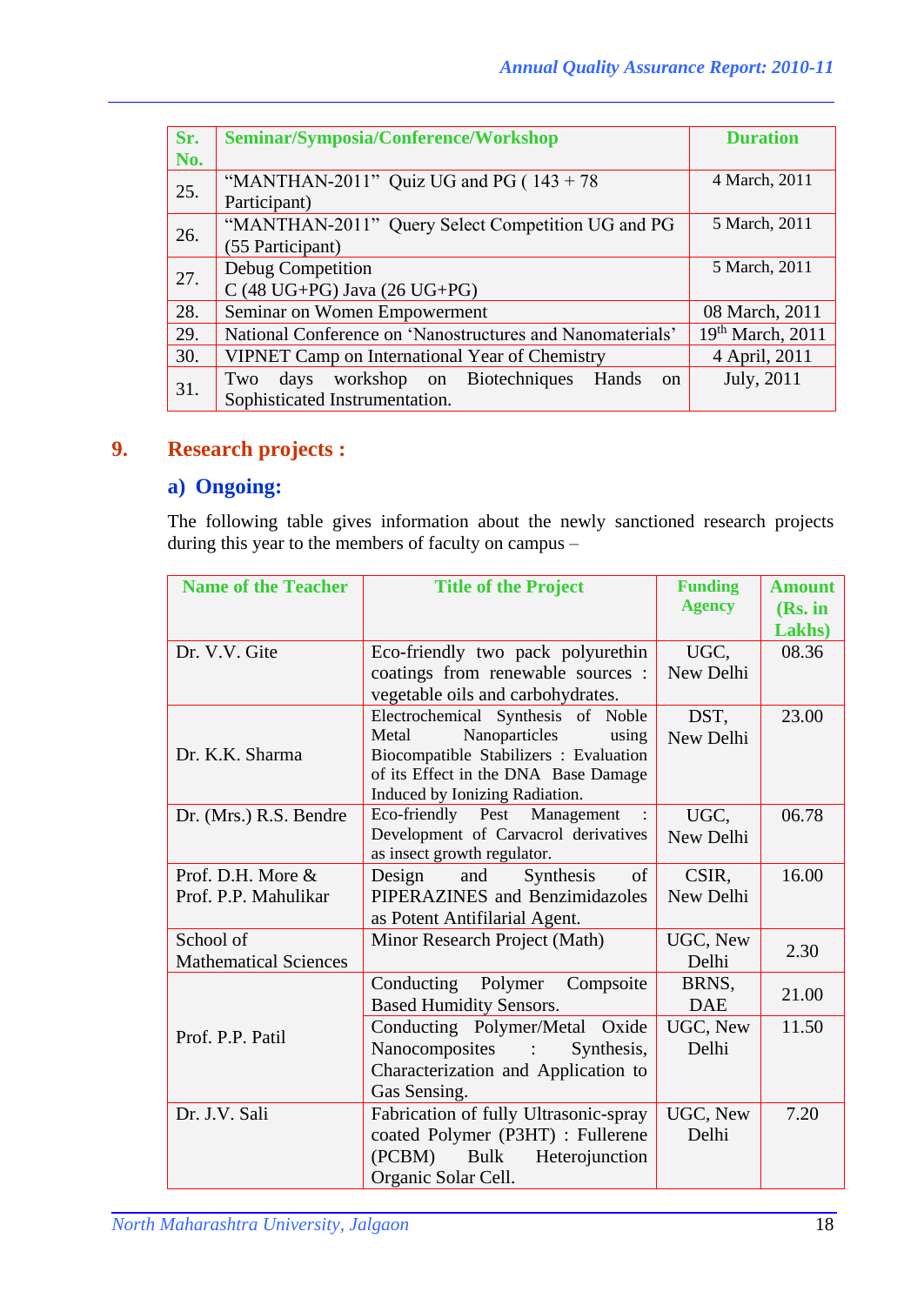| Sr. No. | Seminar/Symposia/Conference/Workshop | Duration |
|---|---|---|
| 25. | "MANTHAN-2011" Quiz UG and PG ( 143 + 78 Participant) | 4 March, 2011 |
| 26. | "MANTHAN-2011" Query Select Competition UG and PG (55 Participant) | 5 March, 2011 |
| 27. | Debug Competition C (48 UG+PG) Java (26 UG+PG) | 5 March, 2011 |
| 28. | Seminar on Women Empowerment | 08 March, 2011 |
| 29. | National Conference on 'Nanostructures and Nanomaterials' | 19th March, 2011 |
| 30. | VIPNET Camp on International Year of Chemistry | 4 April, 2011 |
| 31. | Two days workshop on Biotechniques Hands on Sophisticated Instrumentation. | July, 2011 |

## 9. Research projects :

### a) Ongoing:

The following table gives information about the newly sanctioned research projects during this year to the members of faculty on campus –

| Name of the Teacher | Title of the Project | Funding Agency | Amount (Rs. in Lakhs) |
|---|---|---|---|
| Dr. V.V. Gite | Eco-friendly two pack polyurethin coatings from renewable sources : vegetable oils and carbohydrates. | UGC, New Delhi | 08.36 |
| Dr. K.K. Sharma | Electrochemical Synthesis of Noble Metal Nanoparticles using Biocompatible Stabilizers : Evaluation of its Effect in the DNA Base Damage Induced by Ionizing Radiation. | DST, New Delhi | 23.00 |
| Dr. (Mrs.) R.S. Bendre | Eco-friendly Pest Management : Development of Carvacrol derivatives as insect growth regulator. | UGC, New Delhi | 06.78 |
| Prof. D.H. More & Prof. P.P. Mahulikar | Design and Synthesis of PIPERAZINES and Benzimidazoles as Potent Antifilarial Agent. | CSIR, New Delhi | 16.00 |
| School of Mathematical Sciences | Minor Research Project (Math) | UGC, New Delhi | 2.30 |
| Prof. P.P. Patil | Conducting Polymer Compsoite Based Humidity Sensors. | BRNS, DAE | 21.00 |
| | Conducting Polymer/Metal Oxide Nanocomposites : Synthesis, Characterization and Application to Gas Sensing. | UGC, New Delhi | 11.50 |
| Dr. J.V. Sali | Fabrication of fully Ultrasonic-spray coated Polymer (P3HT) : Fullerene (PCBM) Bulk Heterojunction Organic Solar Cell. | UGC, New Delhi | 7.20 |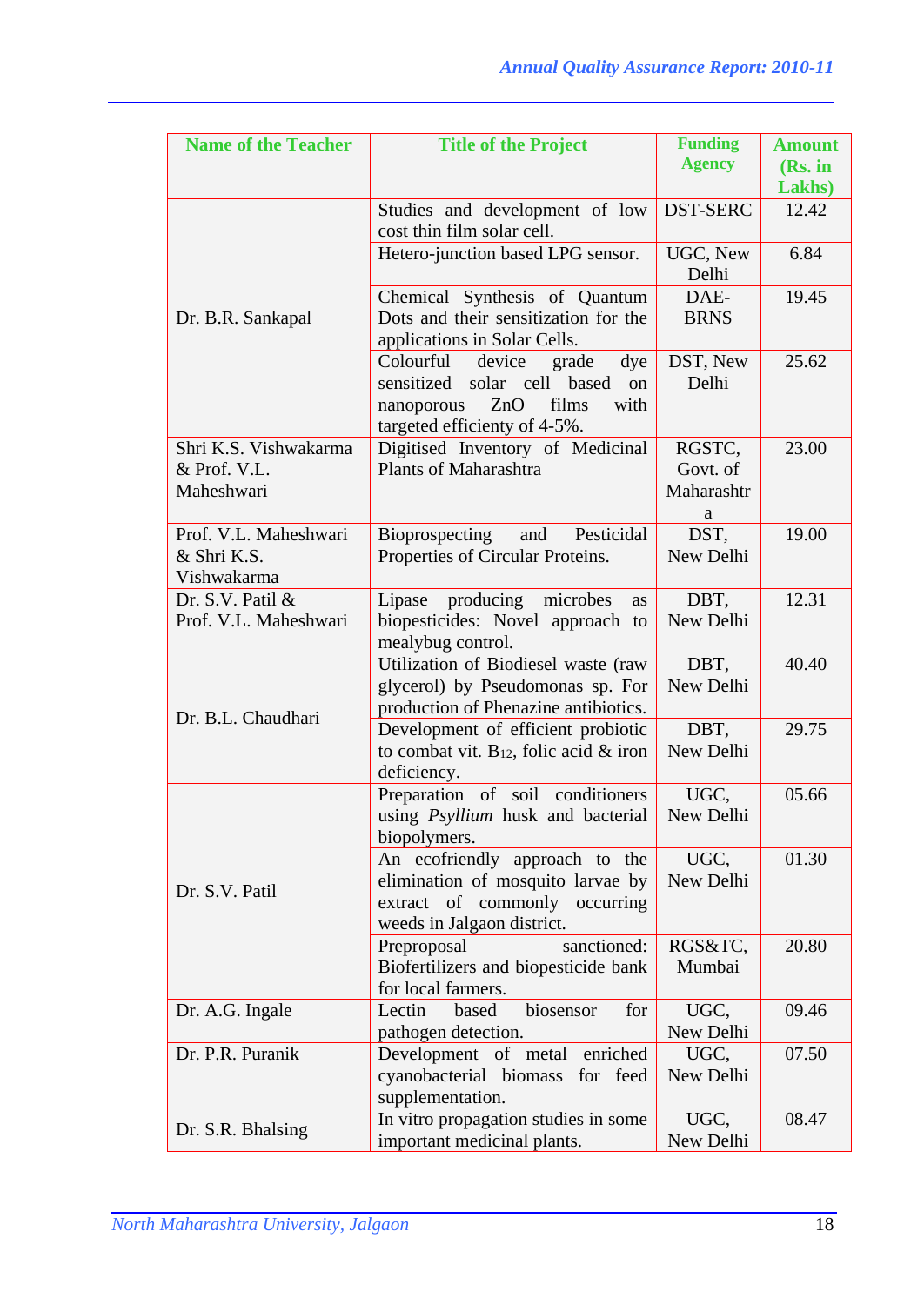| Name of the Teacher | Title of the Project | Funding Agency | Amount (Rs. in Lakhs) |
|---|---|---|---|
| Dr. B.R. Sankapal | Studies and development of low cost thin film solar cell. | DST-SERC | 12.42 |
| | Hetero-junction based LPG sensor. | UGC, New Delhi | 6.84 |
| | Chemical Synthesis of Quantum Dots and their sensitization for the applications in Solar Cells. | DAE-BRNS | 19.45 |
| | Colourful device grade dye sensitized solar cell based on nanoporous ZnO films with targeted efficiency of 4-5%. | DST, New Delhi | 25.62 |
| Shri K.S. Vishwakarma & Prof. V.L. Maheshwari | Digitised Inventory of Medicinal Plants of Maharashtra | RGSTC, Govt. of Maharashtra | 23.00 |
| Prof. V.L. Maheshwari & Shri K.S. Vishwakarma | Bioprospecting and Pesticidal Properties of Circular Proteins. | DST, New Delhi | 19.00 |
| Dr. S.V. Patil & Prof. V.L. Maheshwari | Lipase producing microbes as biopesticides: Novel approach to mealybug control. | DBT, New Delhi | 12.31 |
| Dr. B.L. Chaudhari | Utilization of Biodiesel waste (raw glycerol) by Pseudomonas sp. For production of Phenazine antibiotics. | DBT, New Delhi | 40.40 |
| | Development of efficient probiotic to combat vit. $B_{12}$, folic acid & iron deficiency. | DBT, New Delhi | 29.75 |
| Dr. S.V. Patil | Preparation of soil conditioners using *Psyllium* husk and bacterial biopolymers. | UGC, New Delhi | 05.66 |
| | An ecofriendly approach to the elimination of mosquito larvae by extract of commonly occurring weeds in Jalgaon district. | UGC, New Delhi | 01.30 |
| | Preproposal sanctioned: Biofertilizers and biopesticide bank for local farmers. | RGS&TC, Mumbai | 20.80 |
| Dr. A.G. Ingale | Lectin based biosensor for pathogen detection. | UGC, New Delhi | 09.46 |
| Dr. P.R. Puranik | Development of metal enriched cyanobacterial biomass for feed supplementation. | UGC, New Delhi | 07.50 |
| Dr. S.R. Bhalsing | In vitro propagation studies in some important medicinal plants. | UGC, New Delhi | 08.47 |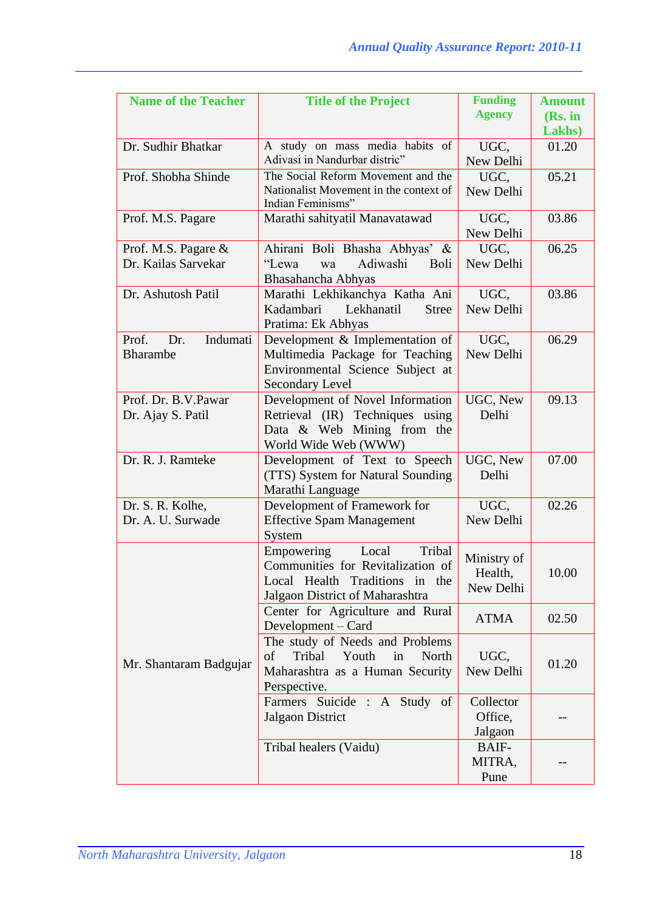| Name of the Teacher | Title of the Project | Funding Agency | Amount (Rs. in Lakhs) |
|---|---|---|---|
| Dr. Sudhir Bhatkar | A study on mass media habits of Adivasi in Nandurbar distric" | UGC, New Delhi | 01.20 |
| Prof. Shobha Shinde | The Social Reform Movement and the Nationalist Movement in the context of Indian Feminisms" | UGC, New Delhi | 05.21 |
| Prof. M.S. Pagare | Marathi sahityatil Manavatawad | UGC, New Delhi | 03.86 |
| Prof. M.S. Pagare & Dr. Kailas Sarvekar | Ahirani Boli Bhasha Abhyas' & "Lewa wa Adiwashi Boli Bhasahancha Abhyas | UGC, New Delhi | 06.25 |
| Dr. Ashutosh Patil | Marathi Lekhikanchya Katha Ani Kadambari Lekhanatil Stree Pratima: Ek Abhyas | UGC, New Delhi | 03.86 |
| Prof. Dr. Indumati Bharambe | Development & Implementation of Multimedia Package for Teaching Environmental Science Subject at Secondary Level | UGC, New Delhi | 06.29 |
| Prof. Dr. B.V.Pawar Dr. Ajay S. Patil | Development of Novel Information Retrieval (IR) Techniques using Data & Web Mining from the World Wide Web (WWW) | UGC, New Delhi | 09.13 |
| Dr. R. J. Ramteke | Development of Text to Speech (TTS) System for Natural Sounding Marathi Language | UGC, New Delhi | 07.00 |
| Dr. S. R. Kolhe, Dr. A. U. Surwade | Development of Framework for Effective Spam Management System | UGC, New Delhi | 02.26 |
| Mr. Shantaram Badgujar | Empowering Local Tribal Communities for Revitalization of Local Health Traditions in the Jalgaon District of Maharashtra | Ministry of Health, New Delhi | 10.00 |
| | Center for Agriculture and Rural Development – Card | ATMA | 02.50 |
| | The study of Needs and Problems of Tribal Youth in North Maharashtra as a Human Security Perspective. | UGC, New Delhi | 01.20 |
| | Farmers Suicide : A Study of Jalgaon District | Collector Office, Jalgaon | -- |
| | Tribal healers (Vaidu) | BAIF-MITRA, Pune | -- |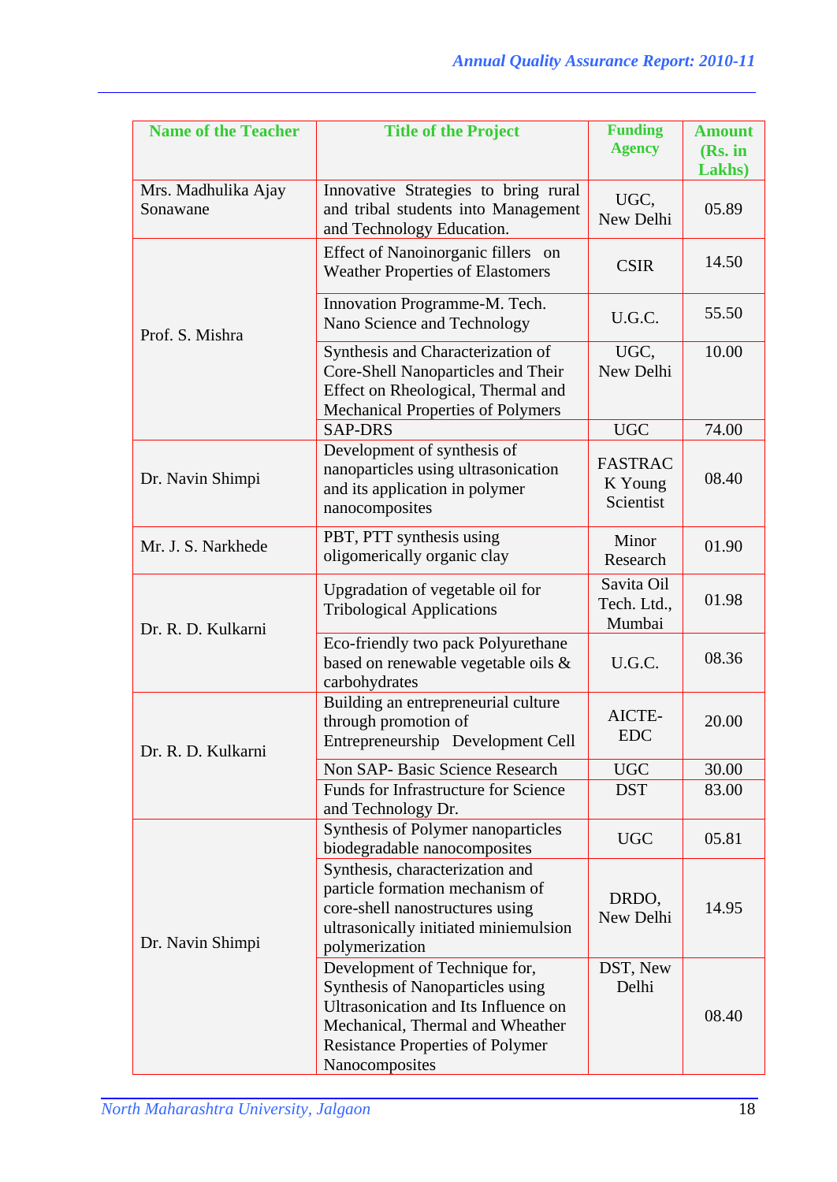| Name of the Teacher | Title of the Project | Funding Agency | Amount (Rs. in Lakhs) |
|---|---|---|---|
| Mrs. Madhulika Ajay Sonawane | Innovative Strategies to bring rural and tribal students into Management and Technology Education. | UGC, New Delhi | 05.89 |
| Prof. S. Mishra | Effect of Nanoinorganic fillers on Weather Properties of Elastomers | CSIR | 14.50 |
| | Innovation Programme-M. Tech. Nano Science and Technology | U.G.C. | 55.50 |
| | Synthesis and Characterization of Core-Shell Nanoparticles and Their Effect on Rheological, Thermal and Mechanical Properties of Polymers | UGC, New Delhi | 10.00 |
| | SAP-DRS | UGC | 74.00 |
| Dr. Navin Shimpi | Development of synthesis of nanoparticles using ultrasonication and its application in polymer nanocomposites | FASTRACK Young Scientist | 08.40 |
| Mr. J. S. Narkhede | PBT, PTT synthesis using oligomerically organic clay | Minor Research | 01.90 |
| Dr. R. D. Kulkarni | Upgradation of vegetable oil for Tribological Applications | Savita Oil Tech. Ltd., Mumbai | 01.98 |
| | Eco-friendly two pack Polyurethane based on renewable vegetable oils & carbohydrates | U.G.C. | 08.36 |
| Dr. R. D. Kulkarni | Building an entrepreneurial culture through promotion of Entrepreneurship Development Cell | AICTE-EDC | 20.00 |
| | Non SAP- Basic Science Research | UGC | 30.00 |
| | Funds for Infrastructure for Science and Technology Dr. | DST | 83.00 |
| Dr. Navin Shimpi | Synthesis of Polymer nanoparticles biodegradable nanocomposites | UGC | 05.81 |
| | Synthesis, characterization and particle formation mechanism of core-shell nanostructures using ultrasonically initiated miniemulsion polymerization | DRDO, New Delhi | 14.95 |
| | Development of Technique for, Synthesis of Nanoparticles using Ultrasonication and Its Influence on Mechanical, Thermal and Wheather Resistance Properties of Polymer Nanocomposites | DST, New Delhi | 08.40 |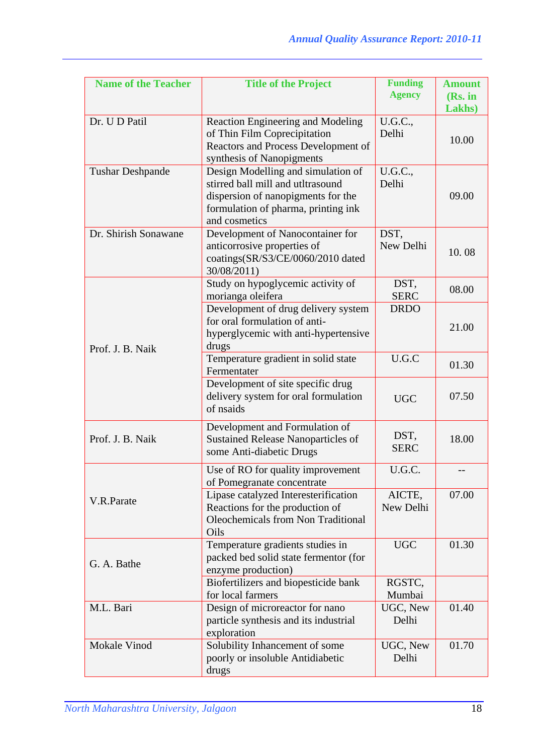| Name of the Teacher | Title of the Project | Funding Agency | Amount (Rs. in Lakhs) |
|---|---|---|---|
| Dr. U D Patil | Reaction Engineering and Modeling of Thin Film Coprecipitation Reactors and Process Development of synthesis of Nanopigments | U.G.C., Delhi | 10.00 |
| Tushar Deshpande | Design Modelling and simulation of stirred ball mill and utltrasound dispersion of nanopigments for the formulation of pharma, printing ink and cosmetics | U.G.C., Delhi | 09.00 |
| Dr. Shirish Sonawane | Development of Nanocontainer for anticorrosive properties of coatings(SR/S3/CE/0060/2010 dated 30/08/2011) | DST, New Delhi | 10. 08 |
| Prof. J. B. Naik | Study on hypoglycemic activity of morianga oleifera | DST, SERC | 08.00 |
| | Development of drug delivery system for oral formulation of anti-hyperglycemic with anti-hypertensive drugs | DRDO | 21.00 |
| | Temperature gradient in solid state Fermentater | U.G.C | 01.30 |
| | Development of site specific drug delivery system for oral formulation of nsaids | UGC | 07.50 |
| Prof. J. B. Naik | Development and Formulation of Sustained Release Nanoparticles of some Anti-diabetic Drugs | DST, SERC | 18.00 |
| V.R.Parate | Use of RO for quality improvement of Pomegranate concentrate | U.G.C. | -- |
| | Lipase catalyzed Interesterification Reactions for the production of Oleochemicals from Non Traditional Oils | AICTE, New Delhi | 07.00 |
| G. A. Bathe | Temperature gradients studies in packed bed solid state fermentor (for enzyme production) | UGC | 01.30 |
| | Biofertilizers and biopesticide bank for local farmers | RGSTC, Mumbai | |
| M.L. Bari | Design of microreactor for nano particle synthesis and its industrial exploration | UGC, New Delhi | 01.40 |
| Mokale Vinod | Solubility Inhancement of some poorly or insoluble Antidiabetic drugs | UGC, New Delhi | 01.70 |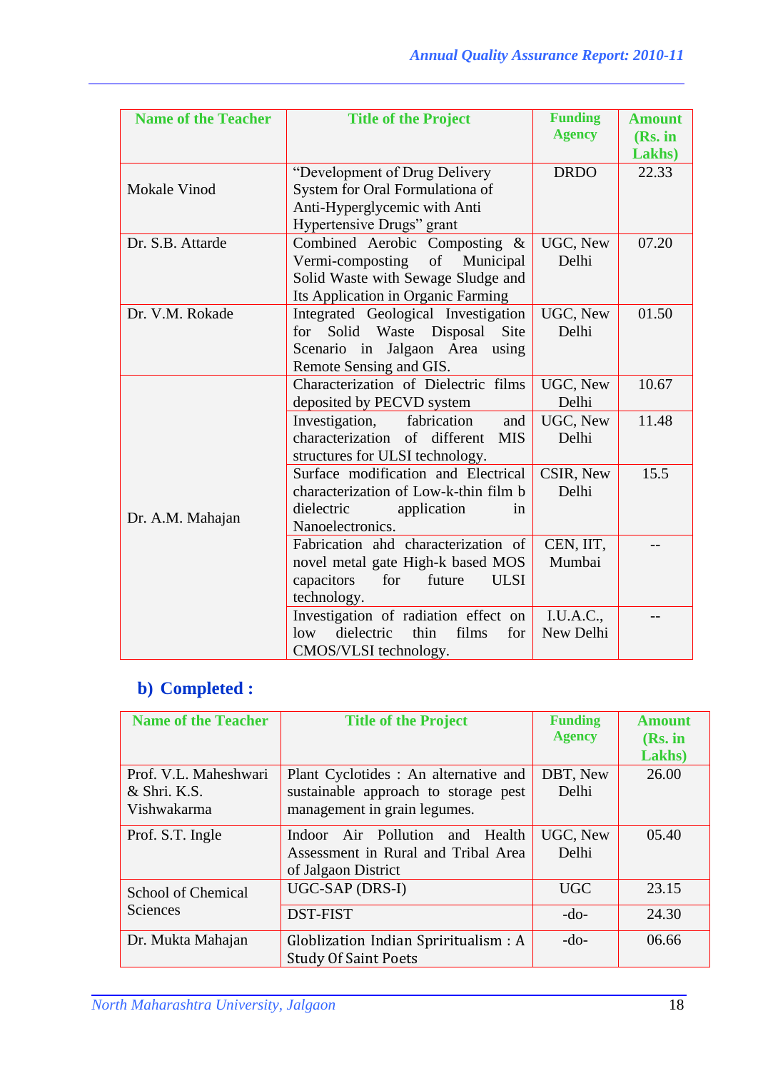| Name of the Teacher | Title of the Project | Funding Agency | Amount (Rs. in Lakhs) |
|---|---|---|---|
| Mokale Vinod | "Development of Drug Delivery System for Oral Formulationa of Anti-Hyperglycemic with Anti Hypertensive Drugs" grant | DRDO | 22.33 |
| Dr. S.B. Attarde | Combined Aerobic Composting & Vermi-composting of Municipal Solid Waste with Sewage Sludge and Its Application in Organic Farming | UGC, New Delhi | 07.20 |
| Dr. V.M. Rokade | Integrated Geological Investigation for Solid Waste Disposal Site Scenario in Jalgaon Area using Remote Sensing and GIS. | UGC, New Delhi | 01.50 |
| Dr. A.M. Mahajan | Characterization of Dielectric films deposited by PECVD system | UGC, New Delhi | 10.67 |
| | Investigation, fabrication and characterization of different MIS structures for ULSI technology. | UGC, New Delhi | 11.48 |
| | Surface modification and Electrical characterization of Low-k-thin film b dielectric application in Nanoelectronics. | CSIR, New Delhi | 15.5 |
| | Fabrication ahd characterization of novel metal gate High-k based MOS capacitors for future ULSI technology. | CEN, IIT, Mumbai | -- |
| | Investigation of radiation effect on low dielectric thin films for CMOS/VLSI technology. | I.U.A.C., New Delhi | -- |

## b) Completed :

| Name of the Teacher | Title of the Project | Funding Agency | Amount (Rs. in Lakhs) |
|---|---|---|---|
| Prof. V.L. Maheshwari & Shri. K.S. Vishwakarma | Plant Cyclotides : An alternative and sustainable approach to storage pest management in grain legumes. | DBT, New Delhi | 26.00 |
| Prof. S.T. Ingle | Indoor Air Pollution and Health Assessment in Rural and Tribal Area of Jalgaon District | UGC, New Delhi | 05.40 |
| School of Chemical Sciences | UGC-SAP (DRS-I) | UGC | 23.15 |
| | DST-FIST | -do- | 24.30 |
| Dr. Mukta Mahajan | Globlization Indian Spriritualism : A Study Of Saint Poets | -do- | 06.66 |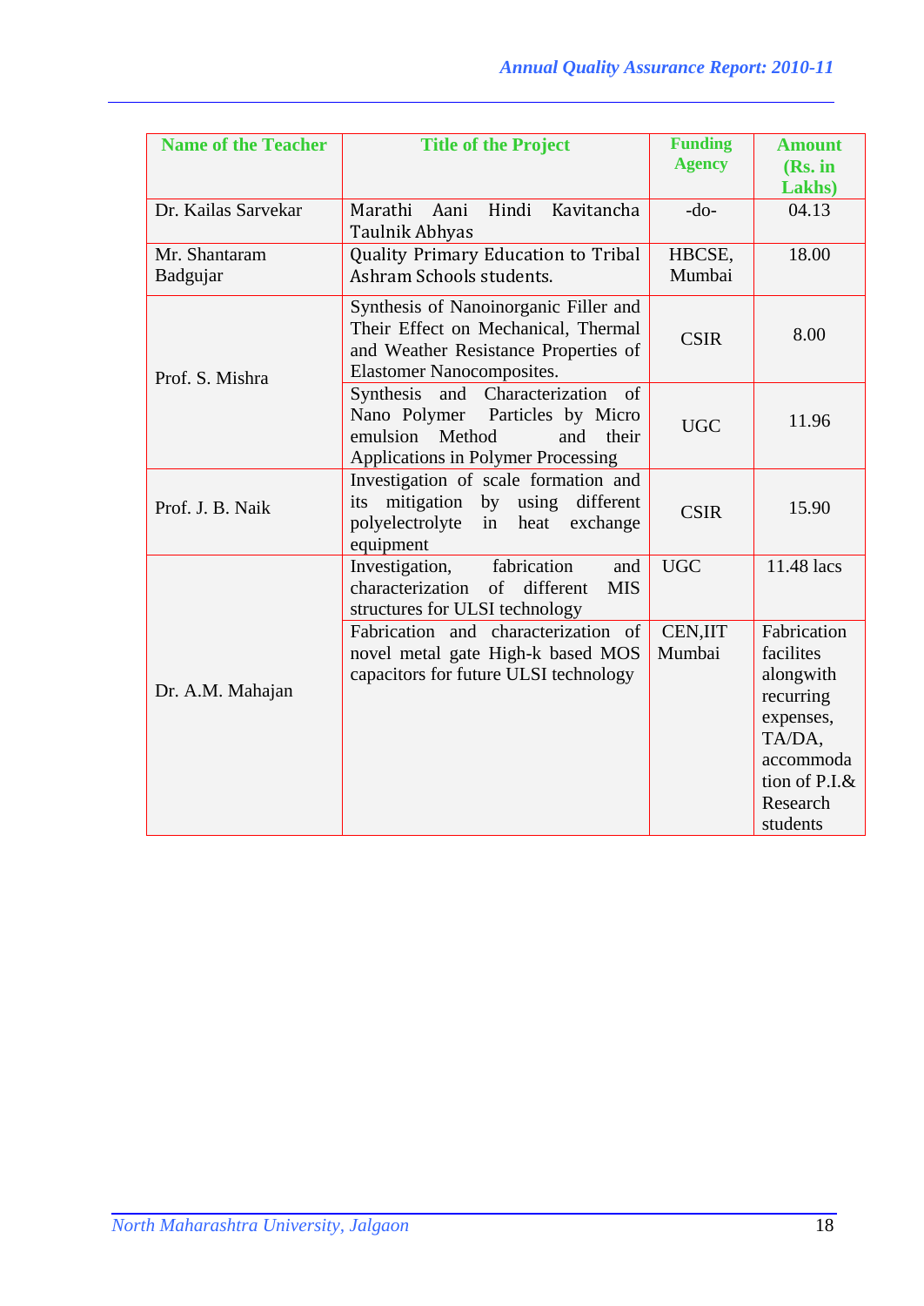| Name of the Teacher | Title of the Project | Funding Agency | Amount (Rs. in Lakhs) |
|---|---|---|---|
| Dr. Kailas Sarvekar | Marathi Aani Hindi Kavitancha Taulnik Abhyas | -do- | 04.13 |
| Mr. Shantaram Badgujar | Quality Primary Education to Tribal Ashram Schools students. | HBCSE, Mumbai | 18.00 |
| Prof. S. Mishra | Synthesis of Nanoinorganic Filler and Their Effect on Mechanical, Thermal and Weather Resistance Properties of Elastomer Nanocomposites. | CSIR | 8.00 |
| | Synthesis and Characterization of Nano Polymer Particles by Micro emulsion Method and their Applications in Polymer Processing | UGC | 11.96 |
| Prof. J. B. Naik | Investigation of scale formation and its mitigation by using different polyelectrolyte in heat exchange equipment | CSIR | 15.90 |
| Dr. A.M. Mahajan | Investigation, fabrication and characterization of different MIS structures for ULSI technology | UGC | 11.48 lacs |
| | Fabrication and characterization of novel metal gate High-k based MOS capacitors for future ULSI technology | CEN,IIT Mumbai | Fabrication facilites alongwith recurring expenses, TA/DA, accommodation of P.I.& Research students |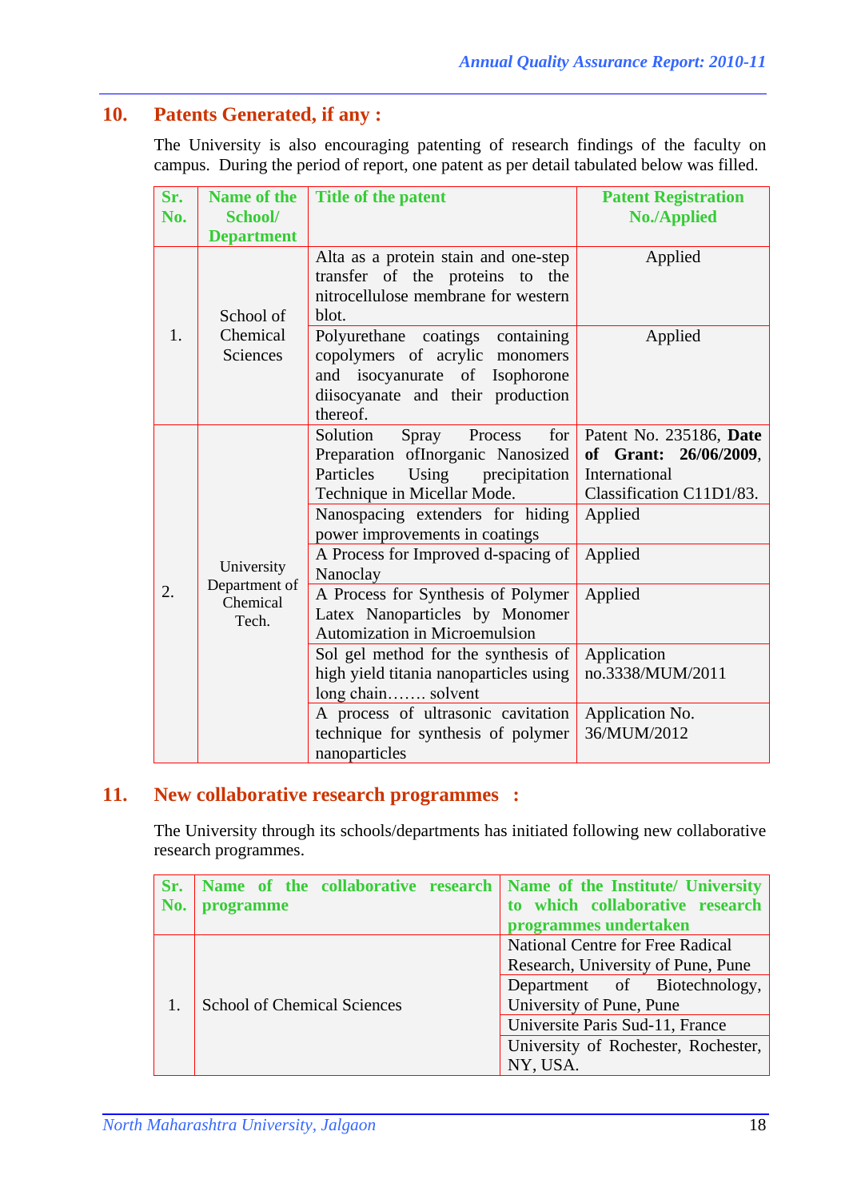## 10. Patents Generated, if any :

The University is also encouraging patenting of research findings of the faculty on campus. During the period of report, one patent as per detail tabulated below was filled.

| Sr. No. | Name of the School/ Department | Title of the patent | Patent Registration No./Applied |
|---|---|---|---|
| 1. | School of Chemical Sciences | Alta as a protein stain and one-step transfer of the proteins to the nitrocellulose membrane for western blot. | Applied |
| | | Polyurethane coatings containing copolymers of acrylic monomers and isocyanurate of Isophorone diisocyanate and their production thereof. | Applied |
| 2. | University Department of Chemical Tech. | Solution Spray Process for Preparation ofInorganic Nanosized Particles Using precipitation Technique in Micellar Mode. | Patent No. 235186, **Date of Grant: 26/06/2009**, International Classification C11D1/83. |
| | | Nanospacing extenders for hiding power improvements in coatings | Applied |
| | | A Process for Improved d-spacing of Nanoclay | Applied |
| | | A Process for Synthesis of Polymer Latex Nanoparticles by Monomer Automization in Microemulsion | Applied |
| | | Sol gel method for the synthesis of high yield titania nanoparticles using long chain……. solvent | Application no.3338/MUM/2011 |
| | | A process of ultrasonic cavitation technique for synthesis of polymer nanoparticles | Application No. 36/MUM/2012 |

## 11. New collaborative research programmes :

The University through its schools/departments has initiated following new collaborative research programmes.

| Sr. No. | Name of the collaborative research programme | Name of the Institute/ University to which collaborative research programmes undertaken |
|---|---|---|
| 1. | School of Chemical Sciences | National Centre for Free Radical Research, University of Pune, Pune |
| | | Department of Biotechnology, University of Pune, Pune |
| | | Universite Paris Sud-11, France |
| | | University of Rochester, Rochester, NY, USA. |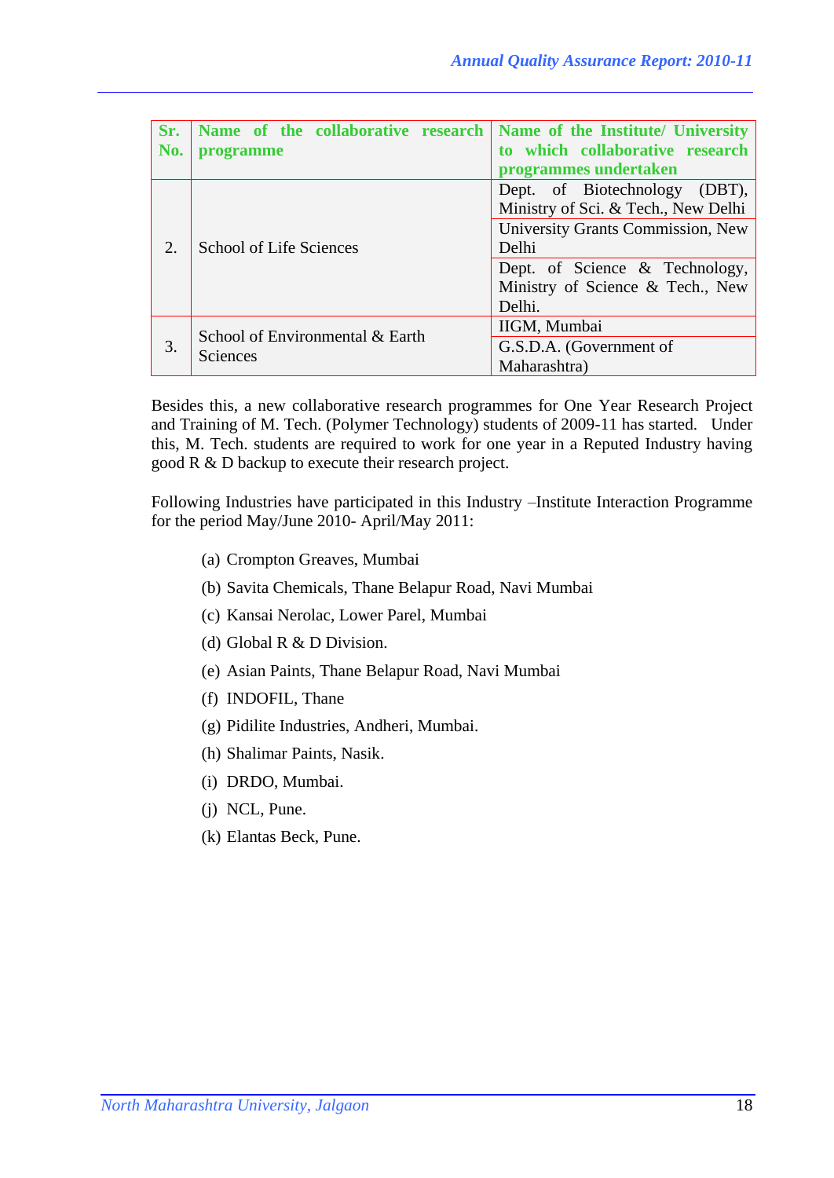| Sr. No. | Name of the collaborative research programme | Name of the Institute/ University to which collaborative research programmes undertaken |
|---|---|---|
| 2. | School of Life Sciences | Dept. of Biotechnology (DBT), Ministry of Sci. & Tech., New Delhi |
| | | University Grants Commission, New Delhi |
| | | Dept. of Science & Technology, Ministry of Science & Tech., New Delhi. |
| 3. | School of Environmental & Earth Sciences | IIGM, Mumbai |
| | | G.S.D.A. (Government of Maharashtra) |

Besides this, a new collaborative research programmes for One Year Research Project and Training of M. Tech. (Polymer Technology) students of 2009-11 has started. Under this, M. Tech. students are required to work for one year in a Reputed Industry having good R & D backup to execute their research project.

Following Industries have participated in this Industry –Institute Interaction Programme for the period May/June 2010- April/May 2011:

(a) Crompton Greaves, Mumbai

(b) Savita Chemicals, Thane Belapur Road, Navi Mumbai

(c) Kansai Nerolac, Lower Parel, Mumbai

(d) Global R & D Division.

(e) Asian Paints, Thane Belapur Road, Navi Mumbai

(f) INDOFIL, Thane

(g) Pidilite Industries, Andheri, Mumbai.

(h) Shalimar Paints, Nasik.

(i) DRDO, Mumbai.

(j) NCL, Pune.

(k) Elantas Beck, Pune.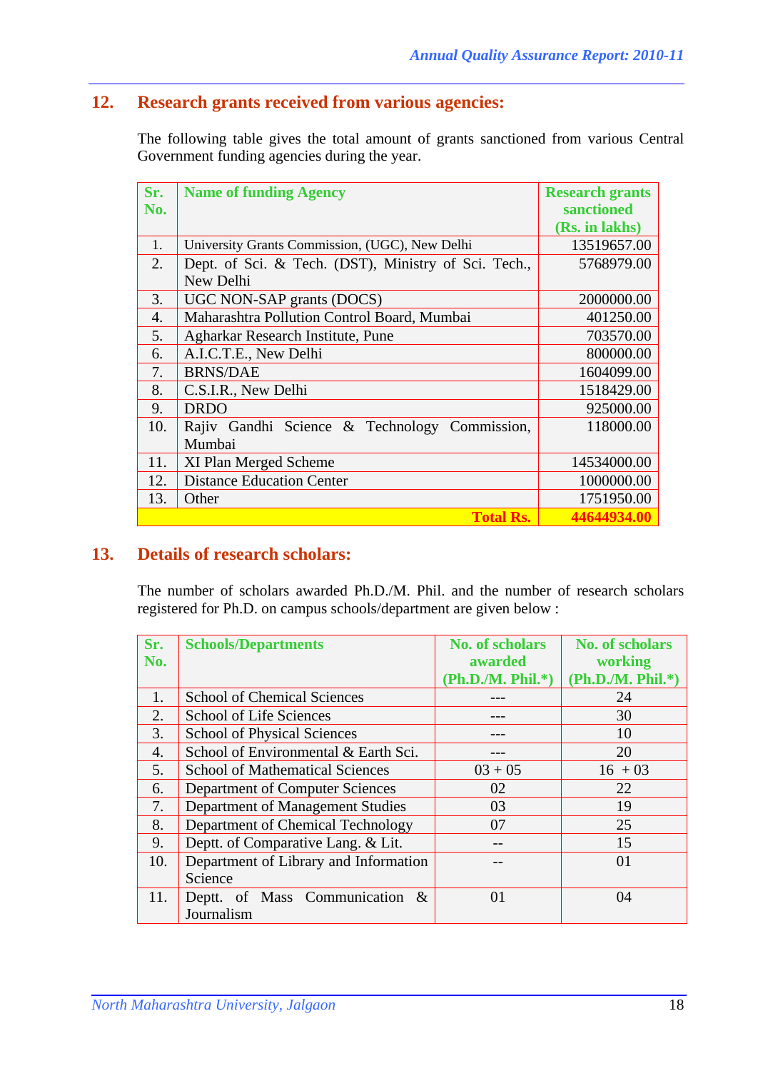## 12. Research grants received from various agencies:

The following table gives the total amount of grants sanctioned from various Central Government funding agencies during the year.

| Sr. No. | Name of funding Agency | Research grants sanctioned (Rs. in lakhs) |
|---|---|---|
| 1. | University Grants Commission, (UGC), New Delhi | 13519657.00 |
| 2. | Dept. of Sci. & Tech. (DST), Ministry of Sci. Tech., New Delhi | 5768979.00 |
| 3. | UGC NON-SAP grants (DOCS) | 2000000.00 |
| 4. | Maharashtra Pollution Control Board, Mumbai | 401250.00 |
| 5. | Agharkar Research Institute, Pune | 703570.00 |
| 6. | A.I.C.T.E., New Delhi | 800000.00 |
| 7. | BRNS/DAE | 1604099.00 |
| 8. | C.S.I.R., New Delhi | 1518429.00 |
| 9. | DRDO | 925000.00 |
| 10. | Rajiv Gandhi Science & Technology Commission, Mumbai | 118000.00 |
| 11. | XI Plan Merged Scheme | 14534000.00 |
| 12. | Distance Education Center | 1000000.00 |
| 13. | Other | 1751950.00 |
| | **Total Rs.** | **44644934.00** |

## 13. Details of research scholars:

The number of scholars awarded Ph.D./M. Phil. and the number of research scholars registered for Ph.D. on campus schools/department are given below :

| Sr. No. | Schools/Departments | No. of scholars awarded (Ph.D./M. Phil.*) | No. of scholars working (Ph.D./M. Phil.*) |
|---|---|---|---|
| 1. | School of Chemical Sciences | --- | 24 |
| 2. | School of Life Sciences | --- | 30 |
| 3. | School of Physical Sciences | --- | 10 |
| 4. | School of Environmental & Earth Sci. | --- | 20 |
| 5. | School of Mathematical Sciences | 03 + 05 | 16 + 03 |
| 6. | Department of Computer Sciences | 02 | 22 |
| 7. | Department of Management Studies | 03 | 19 |
| 8. | Department of Chemical Technology | 07 | 25 |
| 9. | Deptt. of Comparative Lang. & Lit. | -- | 15 |
| 10. | Department of Library and Information Science | -- | 01 |
| 11. | Deptt. of Mass Communication & Journalism | 01 | 04 |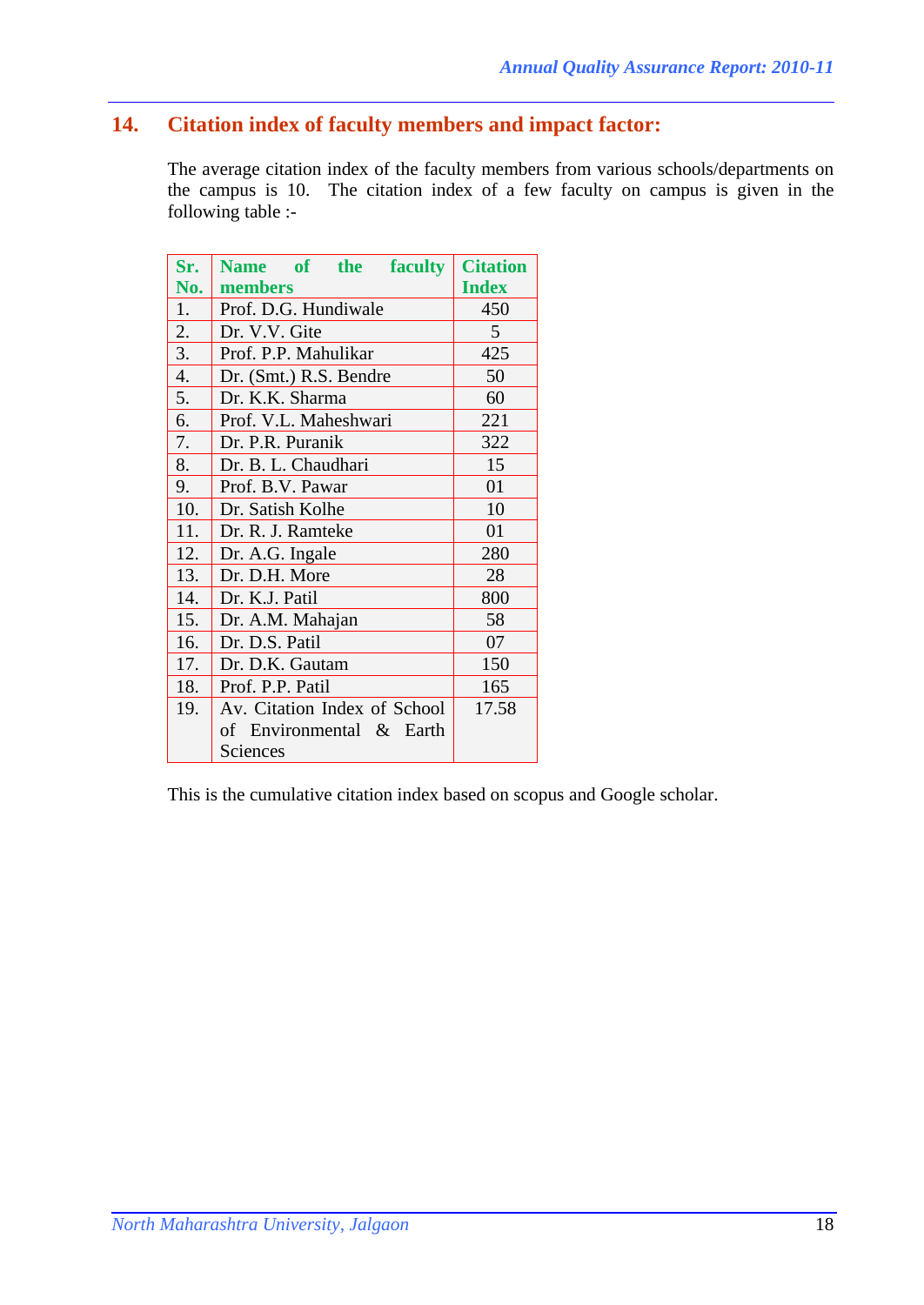## 14. Citation index of faculty members and impact factor:

The average citation index of the faculty members from various schools/departments on the campus is 10. The citation index of a few faculty on campus is given in the following table :-

| Sr. No. | Name of the faculty members | Citation Index |
|---|---|---|
| 1. | Prof. D.G. Hundiwale | 450 |
| 2. | Dr. V.V. Gite | 5 |
| 3. | Prof. P.P. Mahulikar | 425 |
| 4. | Dr. (Smt.) R.S. Bendre | 50 |
| 5. | Dr. K.K. Sharma | 60 |
| 6. | Prof. V.L. Maheshwari | 221 |
| 7. | Dr. P.R. Puranik | 322 |
| 8. | Dr. B. L. Chaudhari | 15 |
| 9. | Prof. B.V. Pawar | 01 |
| 10. | Dr. Satish Kolhe | 10 |
| 11. | Dr. R. J. Ramteke | 01 |
| 12. | Dr. A.G. Ingale | 280 |
| 13. | Dr. D.H. More | 28 |
| 14. | Dr. K.J. Patil | 800 |
| 15. | Dr. A.M. Mahajan | 58 |
| 16. | Dr. D.S. Patil | 07 |
| 17. | Dr. D.K. Gautam | 150 |
| 18. | Prof. P.P. Patil | 165 |
| 19. | Av. Citation Index of School of Environmental & Earth Sciences | 17.58 |

This is the cumulative citation index based on scopus and Google scholar.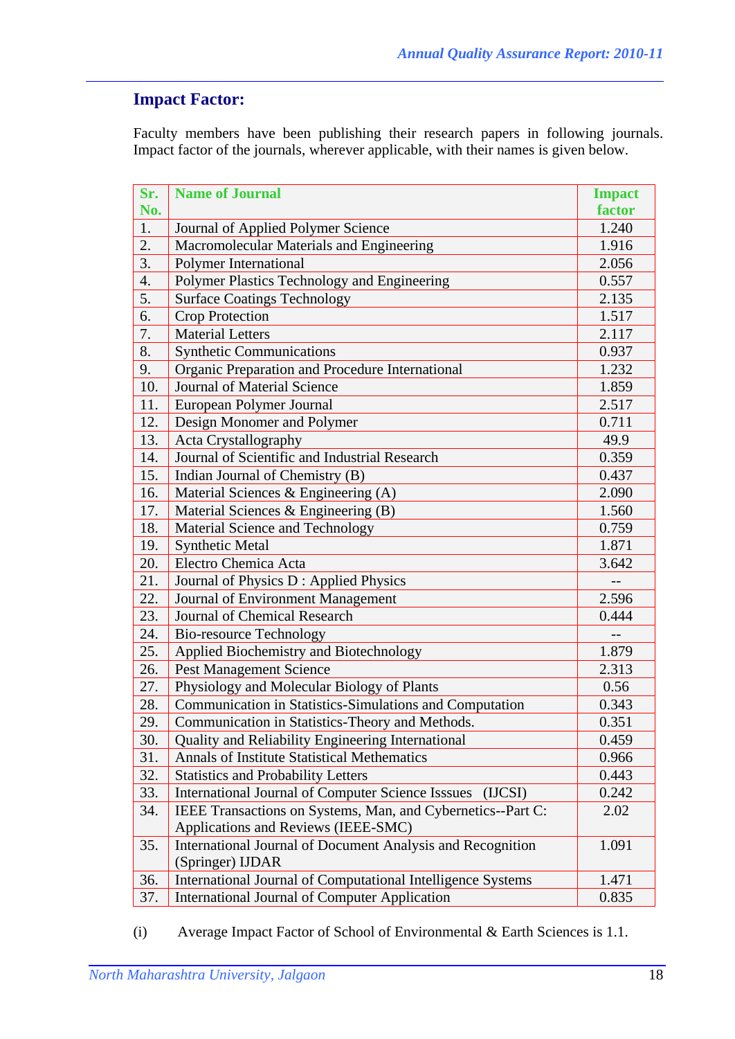## Impact Factor:

Faculty members have been publishing their research papers in following journals. Impact factor of the journals, wherever applicable, with their names is given below.

| Sr. No. | Name of Journal | Impact factor |
|---|---|---|
| 1. | Journal of Applied Polymer Science | 1.240 |
| 2. | Macromolecular Materials and Engineering | 1.916 |
| 3. | Polymer International | 2.056 |
| 4. | Polymer Plastics Technology and Engineering | 0.557 |
| 5. | Surface Coatings Technology | 2.135 |
| 6. | Crop Protection | 1.517 |
| 7. | Material Letters | 2.117 |
| 8. | Synthetic Communications | 0.937 |
| 9. | Organic Preparation and Procedure International | 1.232 |
| 10. | Journal of Material Science | 1.859 |
| 11. | European Polymer Journal | 2.517 |
| 12. | Design Monomer and Polymer | 0.711 |
| 13. | Acta Crystallography | 49.9 |
| 14. | Journal of Scientific and Industrial Research | 0.359 |
| 15. | Indian Journal of Chemistry (B) | 0.437 |
| 16. | Material Sciences & Engineering (A) | 2.090 |
| 17. | Material Sciences & Engineering (B) | 1.560 |
| 18. | Material Science and Technology | 0.759 |
| 19. | Synthetic Metal | 1.871 |
| 20. | Electro Chemica Acta | 3.642 |
| 21. | Journal of Physics D : Applied Physics | -- |
| 22. | Journal of Environment Management | 2.596 |
| 23. | Journal of Chemical Research | 0.444 |
| 24. | Bio-resource Technology | -- |
| 25. | Applied Biochemistry and Biotechnology | 1.879 |
| 26. | Pest Management Science | 2.313 |
| 27. | Physiology and Molecular Biology of Plants | 0.56 |
| 28. | Communication in Statistics-Simulations and Computation | 0.343 |
| 29. | Communication in Statistics-Theory and Methods. | 0.351 |
| 30. | Quality and Reliability Engineering International | 0.459 |
| 31. | Annals of Institute Statistical Methematics | 0.966 |
| 32. | Statistics and Probability Letters | 0.443 |
| 33. | International Journal of Computer Science Isssues (IJCSI) | 0.242 |
| 34. | IEEE Transactions on Systems, Man, and Cybernetics--Part C: Applications and Reviews (IEEE-SMC) | 2.02 |
| 35. | International Journal of Document Analysis and Recognition (Springer) IJDAR | 1.091 |
| 36. | International Journal of Computational Intelligence Systems | 1.471 |
| 37. | International Journal of Computer Application | 0.835 |

(i) Average Impact Factor of School of Environmental & Earth Sciences is 1.1.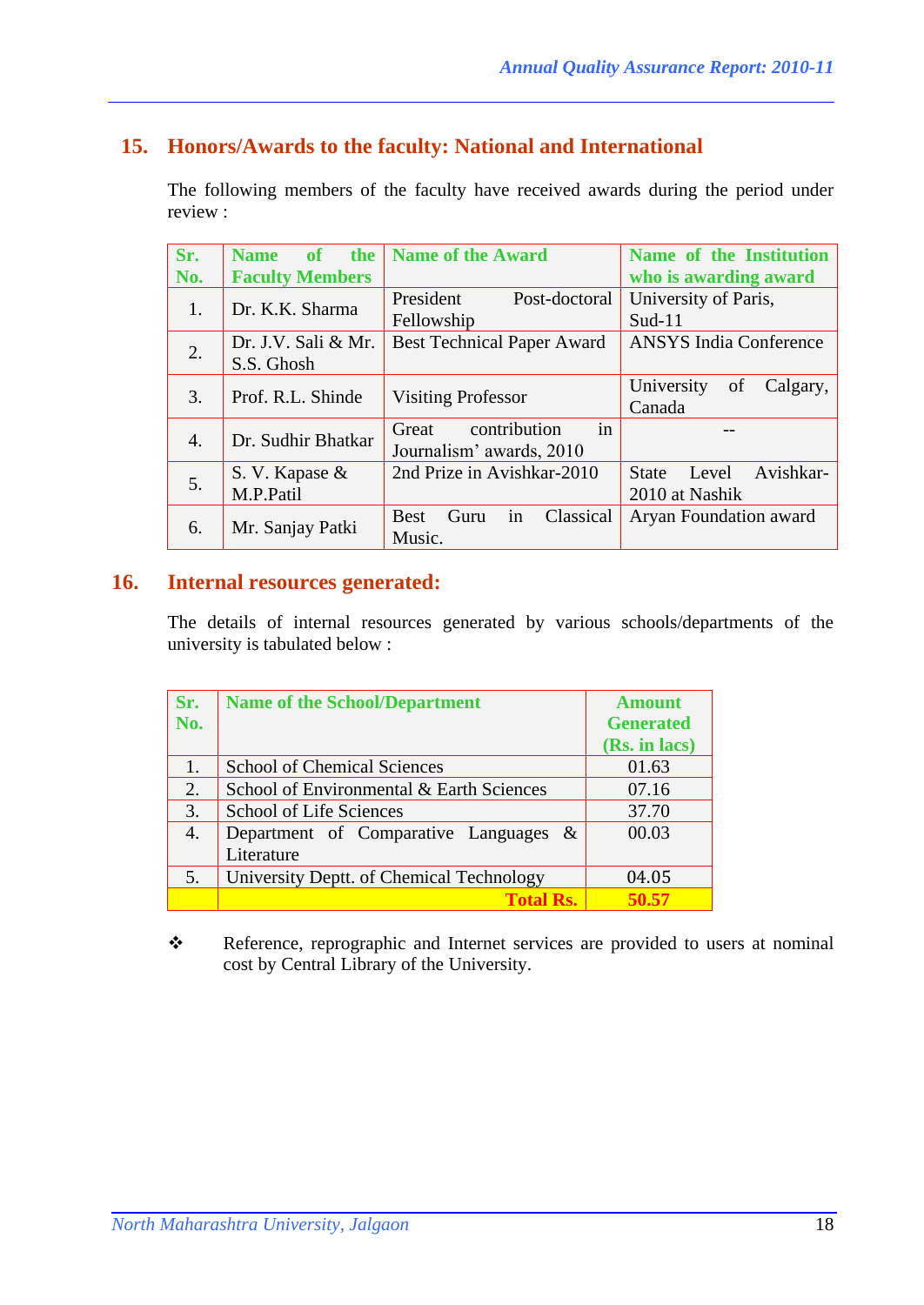## 15. Honors/Awards to the faculty: National and International

The following members of the faculty have received awards during the period under review :

| Sr. No. | Name of the Faculty Members | Name of the Award | Name of the Institution who is awarding award |
|---|---|---|---|
| 1. | Dr. K.K. Sharma | President Post-doctoral Fellowship | University of Paris, Sud-11 |
| 2. | Dr. J.V. Sali & Mr. S.S. Ghosh | Best Technical Paper Award | ANSYS India Conference |
| 3. | Prof. R.L. Shinde | Visiting Professor | University of Calgary, Canada |
| 4. | Dr. Sudhir Bhatkar | Great contribution in Journalism' awards, 2010 | -- |
| 5. | S. V. Kapase & M.P.Patil | 2nd Prize in Avishkar-2010 | State Level Avishkar-2010 at Nashik |
| 6. | Mr. Sanjay Patki | Best Guru in Classical Music. | Aryan Foundation award |

## 16. Internal resources generated:

The details of internal resources generated by various schools/departments of the university is tabulated below :

| Sr. No. | Name of the School/Department | Amount Generated (Rs. in lacs) |
|---|---|---|
| 1. | School of Chemical Sciences | 01.63 |
| 2. | School of Environmental & Earth Sciences | 07.16 |
| 3. | School of Life Sciences | 37.70 |
| 4. | Department of Comparative Languages & Literature | 00.03 |
| 5. | University Deptt. of Chemical Technology | 04.05 |
| | **Total Rs.** | **50.57** |

❖ Reference, reprographic and Internet services are provided to users at nominal cost by Central Library of the University.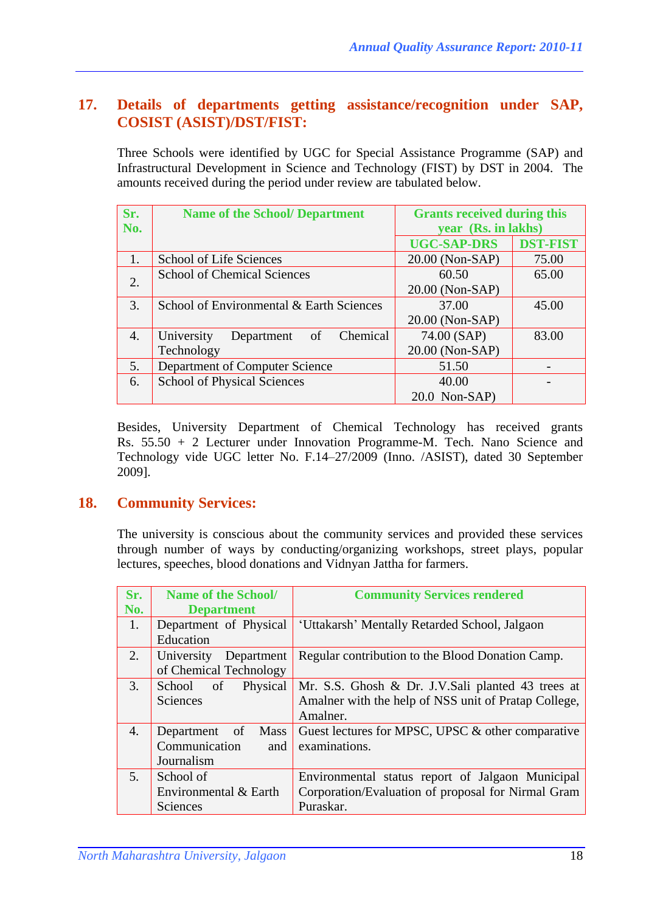## 17. Details of departments getting assistance/recognition under SAP, COSIST (ASIST)/DST/FIST:

Three Schools were identified by UGC for Special Assistance Programme (SAP) and Infrastructural Development in Science and Technology (FIST) by DST in 2004. The amounts received during the period under review are tabulated below.

| Sr. No. | Name of the School/ Department | Grants received during this year (Rs. in lakhs) | |
|---|---|---|---|
| | | UGC-SAP-DRS | DST-FIST |
| 1. | School of Life Sciences | 20.00 (Non-SAP) | 75.00 |
| 2. | School of Chemical Sciences | 60.50<br>20.00 (Non-SAP) | 65.00 |
| 3. | School of Environmental & Earth Sciences | 37.00<br>20.00 (Non-SAP) | 45.00 |
| 4. | University Department of Chemical Technology | 74.00 (SAP)<br>20.00 (Non-SAP) | 83.00 |
| 5. | Department of Computer Science | 51.50 | - |
| 6. | School of Physical Sciences | 40.00<br>20.0 Non-SAP) | - |

Besides, University Department of Chemical Technology has received grants Rs. 55.50 + 2 Lecturer under Innovation Programme-M. Tech. Nano Science and Technology vide UGC letter No. F.14–27/2009 (Inno. /ASIST), dated 30 September 2009].

## 18. Community Services:

The university is conscious about the community services and provided these services through number of ways by conducting/organizing workshops, street plays, popular lectures, speeches, blood donations and Vidnyan Jattha for farmers.

| Sr. No. | Name of the School/ Department | Community Services rendered |
|---|---|---|
| 1. | Department of Physical Education | 'Uttakarsh' Mentally Retarded School, Jalgaon |
| 2. | University Department of Chemical Technology | Regular contribution to the Blood Donation Camp. |
| 3. | School of Physical Sciences | Mr. S.S. Ghosh & Dr. J.V.Sali planted 43 trees at Amalner with the help of NSS unit of Pratap College, Amalner. |
| 4. | Department of Mass Communication and Journalism | Guest lectures for MPSC, UPSC & other comparative examinations. |
| 5. | School of Environmental & Earth Sciences | Environmental status report of Jalgaon Municipal Corporation/Evaluation of proposal for Nirmal Gram Puraskar. |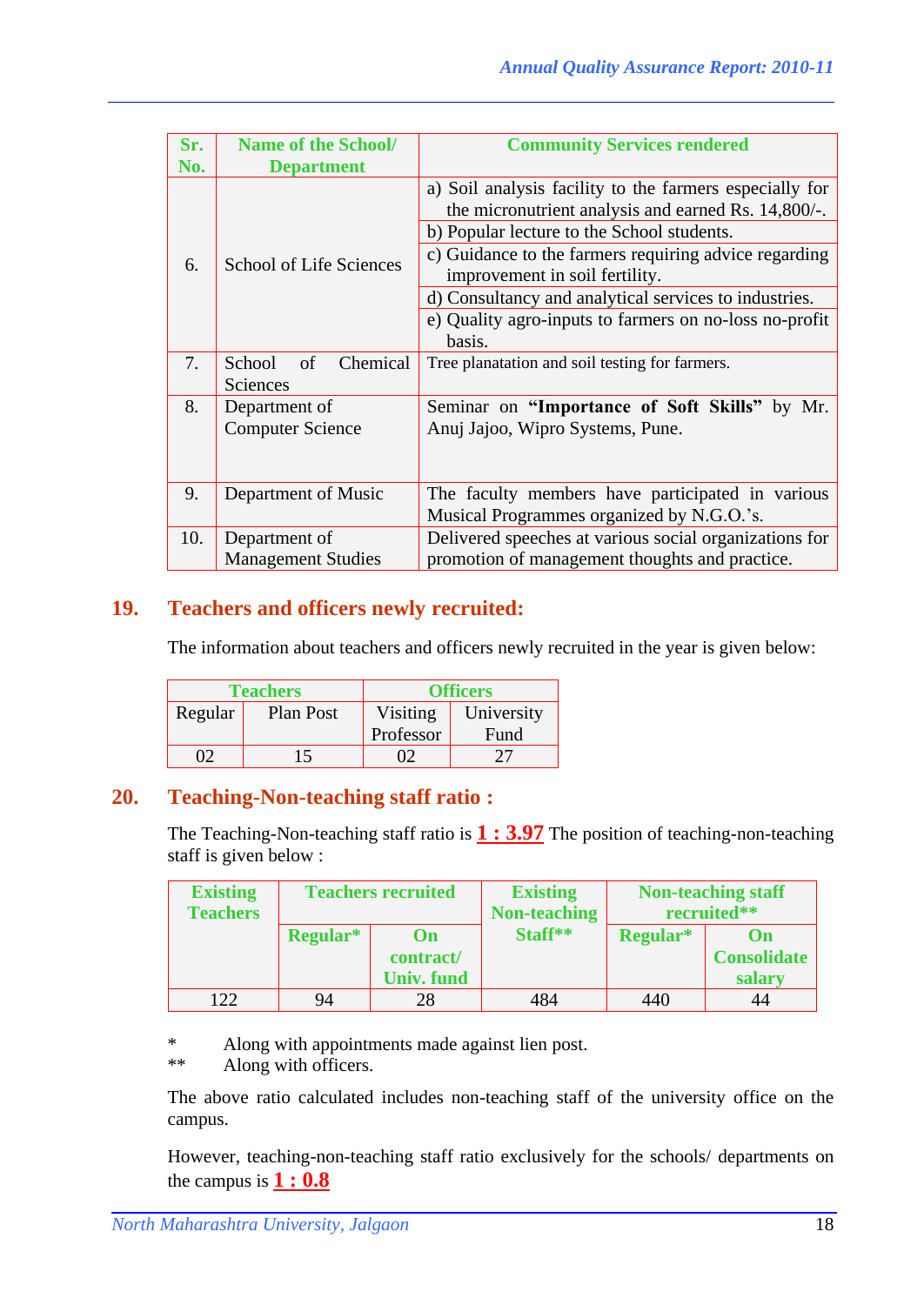| Sr. No. | Name of the School/ Department | Community Services rendered |
|---|---|---|
| 6. | School of Life Sciences | a) Soil analysis facility to the farmers especially for the micronutrient analysis and earned Rs. 14,800/-. |
| | | b) Popular lecture to the School students. |
| | | c) Guidance to the farmers requiring advice regarding improvement in soil fertility. |
| | | d) Consultancy and analytical services to industries. |
| | | e) Quality agro-inputs to farmers on no-loss no-profit basis. |
| 7. | School of Chemical Sciences | Tree planatation and soil testing for farmers. |
| 8. | Department of Computer Science | Seminar on **"Importance of Soft Skills"** by Mr. Anuj Jajoo, Wipro Systems, Pune. |
| 9. | Department of Music | The faculty members have participated in various Musical Programmes organized by N.G.O.'s. |
| 10. | Department of Management Studies | Delivered speeches at various social organizations for promotion of management thoughts and practice. |

## 19. Teachers and officers newly recruited:

The information about teachers and officers newly recruited in the year is given below:

| Teachers | | Officers | |
|---|---|---|---|
| Regular | Plan Post | Visiting Professor | University Fund |
| 02 | 15 | 02 | 27 |

## 20. Teaching-Non-teaching staff ratio :

The Teaching-Non-teaching staff ratio is **1 : 3.97** The position of teaching-non-teaching staff is given below :

| Existing Teachers | Teachers recruited | | Existing Non-teaching Staff** | Non-teaching staff recruited** | |
|---|---|---|---|---|---|
| | Regular* | On contract/ Univ. fund | | Regular* | On Consolidate salary |
| 122 | 94 | 28 | 484 | 440 | 44 |

\* Along with appointments made against lien post.

** Along with officers.

The above ratio calculated includes non-teaching staff of the university office on the campus.

However, teaching-non-teaching staff ratio exclusively for the schools/ departments on the campus is **1 : 0.8**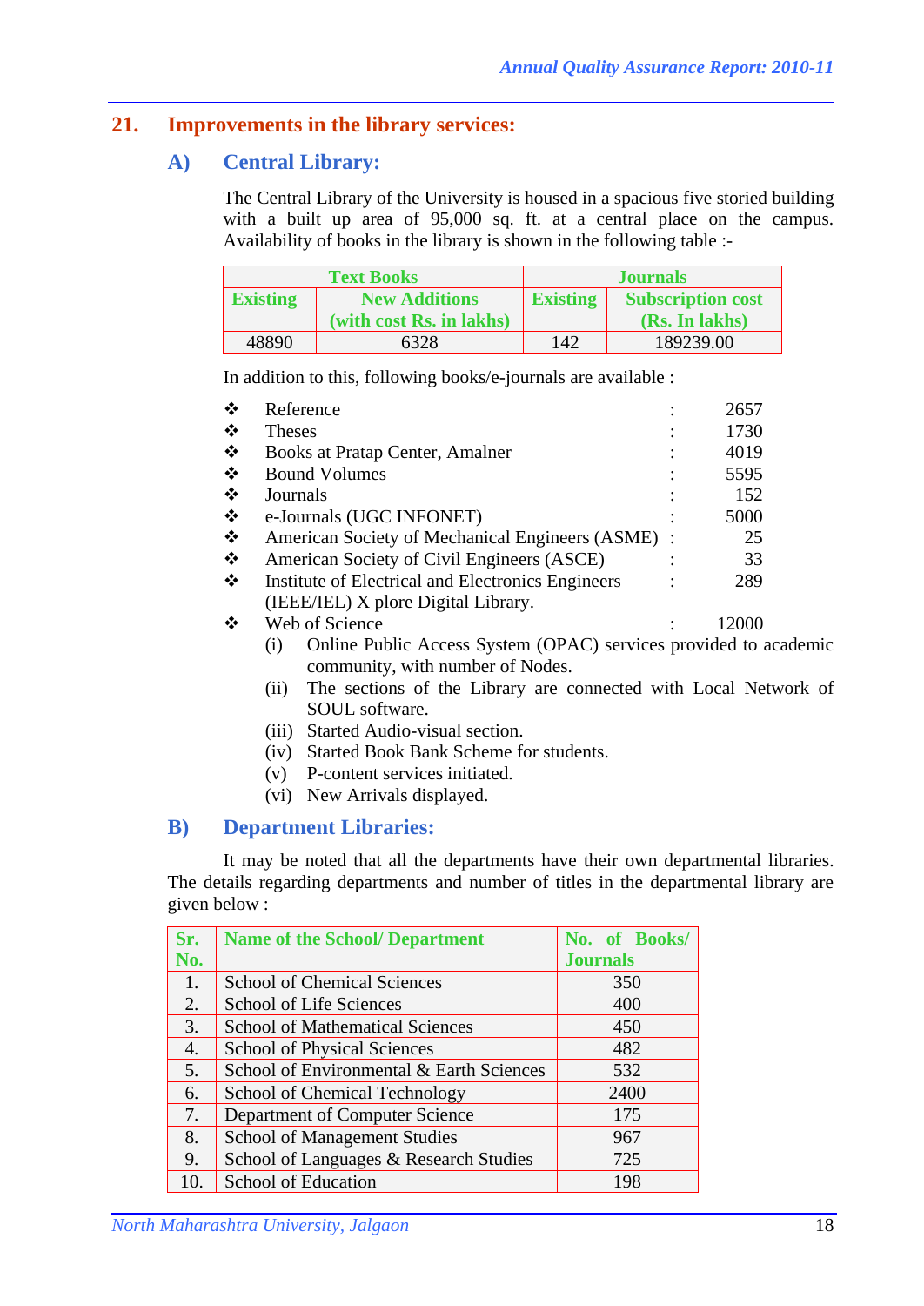## 21. Improvements in the library services:

### A) Central Library:

The Central Library of the University is housed in a spacious five storied building with a built up area of 95,000 sq. ft. at a central place on the campus. Availability of books in the library is shown in the following table :-

| Text Books | | Journals | |
|---|---|---|---|
| Existing | New Additions (with cost Rs. in lakhs) | Existing | Subscription cost (Rs. In lakhs) |
| 48890 | 6328 | 142 | 189239.00 |

In addition to this, following books/e-journals are available :

- Reference : 2657
- Theses : 1730
- Books at Pratap Center, Amalner : 4019
- Bound Volumes : 5595
- Journals : 152
- e-Journals (UGC INFONET) : 5000
- American Society of Mechanical Engineers (ASME) : 25
- American Society of Civil Engineers (ASCE) : 33
- Institute of Electrical and Electronics Engineers (IEEE/IEL) X plore Digital Library. : 289
- Web of Science : 12000

  (i) Online Public Access System (OPAC) services provided to academic community, with number of Nodes.
  (ii) The sections of the Library are connected with Local Network of SOUL software.
  (iii) Started Audio-visual section.
  (iv) Started Book Bank Scheme for students.
  (v) P-content services initiated.
  (vi) New Arrivals displayed.

### B) Department Libraries:

It may be noted that all the departments have their own departmental libraries. The details regarding departments and number of titles in the departmental library are given below :

| Sr. No. | Name of the School/ Department | No. of Books/ Journals |
|---|---|---|
| 1. | School of Chemical Sciences | 350 |
| 2. | School of Life Sciences | 400 |
| 3. | School of Mathematical Sciences | 450 |
| 4. | School of Physical Sciences | 482 |
| 5. | School of Environmental & Earth Sciences | 532 |
| 6. | School of Chemical Technology | 2400 |
| 7. | Department of Computer Science | 175 |
| 8. | School of Management Studies | 967 |
| 9. | School of Languages & Research Studies | 725 |
| 10. | School of Education | 198 |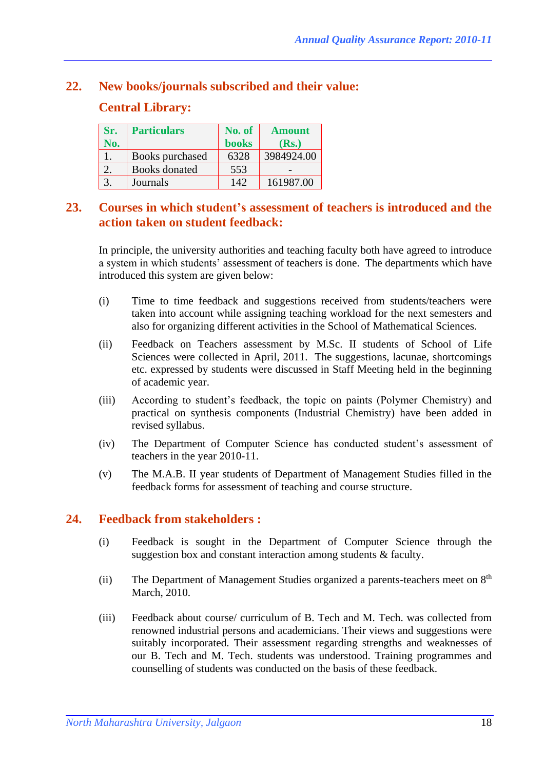## 22. New books/journals subscribed and their value:

### Central Library:

| Sr. No. | Particulars | No. of books | Amount (Rs.) |
|---|---|---|---|
| 1. | Books purchased | 6328 | 3984924.00 |
| 2. | Books donated | 553 | - |
| 3. | Journals | 142 | 161987.00 |

## 23. Courses in which student's assessment of teachers is introduced and the action taken on student feedback:

In principle, the university authorities and teaching faculty both have agreed to introduce a system in which students' assessment of teachers is done. The departments which have introduced this system are given below:

(i) Time to time feedback and suggestions received from students/teachers were taken into account while assigning teaching workload for the next semesters and also for organizing different activities in the School of Mathematical Sciences.

(ii) Feedback on Teachers assessment by M.Sc. II students of School of Life Sciences were collected in April, 2011. The suggestions, lacunae, shortcomings etc. expressed by students were discussed in Staff Meeting held in the beginning of academic year.

(iii) According to student's feedback, the topic on paints (Polymer Chemistry) and practical on synthesis components (Industrial Chemistry) have been added in revised syllabus.

(iv) The Department of Computer Science has conducted student's assessment of teachers in the year 2010-11.

(v) The M.A.B. II year students of Department of Management Studies filled in the feedback forms for assessment of teaching and course structure.

## 24. Feedback from stakeholders :

(i) Feedback is sought in the Department of Computer Science through the suggestion box and constant interaction among students & faculty.

(ii) The Department of Management Studies organized a parents-teachers meet on 8th March, 2010.

(iii) Feedback about course/ curriculum of B. Tech and M. Tech. was collected from renowned industrial persons and academicians. Their views and suggestions were suitably incorporated. Their assessment regarding strengths and weaknesses of our B. Tech and M. Tech. students was understood. Training programmes and counselling of students was conducted on the basis of these feedback.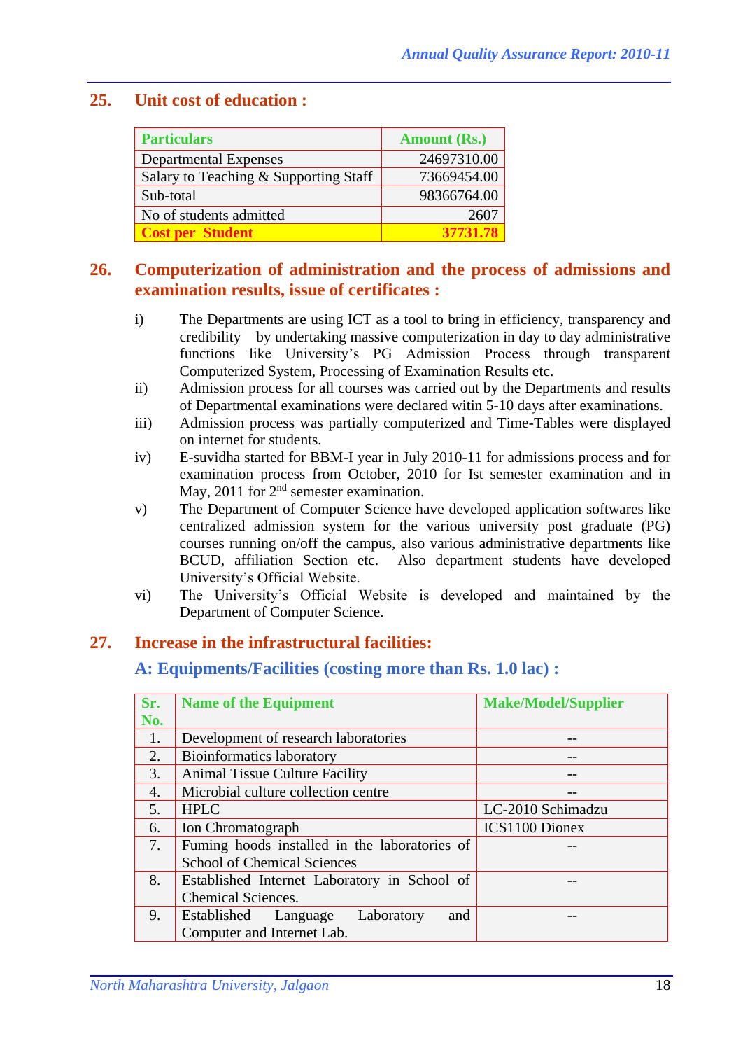## 25. Unit cost of education :

| Particulars | Amount (Rs.) |
|---|---|
| Departmental Expenses | 24697310.00 |
| Salary to Teaching & Supporting Staff | 73669454.00 |
| Sub-total | 98366764.00 |
| No of students admitted | 2607 |
| **Cost per Student** | **37731.78** |

## 26. Computerization of administration and the process of admissions and examination results, issue of certificates :

i) The Departments are using ICT as a tool to bring in efficiency, transparency and credibility by undertaking massive computerization in day to day administrative functions like University's PG Admission Process through transparent Computerized System, Processing of Examination Results etc.

ii) Admission process for all courses was carried out by the Departments and results of Departmental examinations were declared witin 5-10 days after examinations.

iii) Admission process was partially computerized and Time-Tables were displayed on internet for students.

iv) E-suvidha started for BBM-I year in July 2010-11 for admissions process and for examination process from October, 2010 for Ist semester examination and in May, 2011 for 2nd semester examination.

v) The Department of Computer Science have developed application softwares like centralized admission system for the various university post graduate (PG) courses running on/off the campus, also various administrative departments like BCUD, affiliation Section etc. Also department students have developed University's Official Website.

vi) The University's Official Website is developed and maintained by the Department of Computer Science.

## 27. Increase in the infrastructural facilities:

### A: Equipments/Facilities (costing more than Rs. 1.0 lac) :

| Sr. No. | Name of the Equipment | Make/Model/Supplier |
|---|---|---|
| 1. | Development of research laboratories | -- |
| 2. | Bioinformatics laboratory | -- |
| 3. | Animal Tissue Culture Facility | -- |
| 4. | Microbial culture collection centre | -- |
| 5. | HPLC | LC-2010 Schimadzu |
| 6. | Ion Chromatograph | ICS1100 Dionex |
| 7. | Fuming hoods installed in the laboratories of School of Chemical Sciences | -- |
| 8. | Established Internet Laboratory in School of Chemical Sciences. | -- |
| 9. | Established Language Laboratory and Computer and Internet Lab. | -- |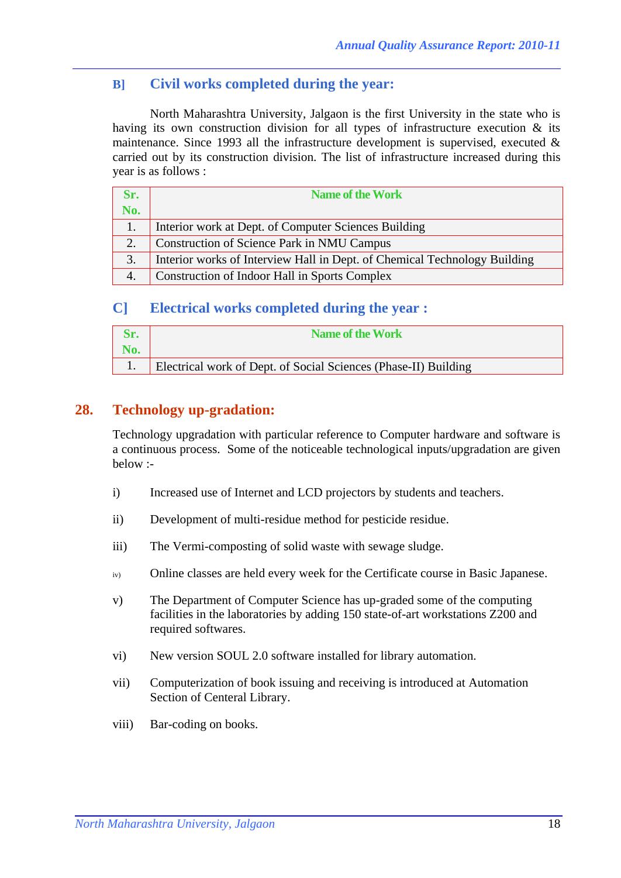### B] Civil works completed during the year:

North Maharashtra University, Jalgaon is the first University in the state who is having its own construction division for all types of infrastructure execution & its maintenance. Since 1993 all the infrastructure development is supervised, executed & carried out by its construction division. The list of infrastructure increased during this year is as follows :

| Sr. No. | Name of the Work |
|---|---|
| 1. | Interior work at Dept. of Computer Sciences Building |
| 2. | Construction of Science Park in NMU Campus |
| 3. | Interior works of Interview Hall in Dept. of Chemical Technology Building |
| 4. | Construction of Indoor Hall in Sports Complex |

### C] Electrical works completed during the year :

| Sr. No. | Name of the Work |
|---|---|
| 1. | Electrical work of Dept. of Social Sciences (Phase-II) Building |

## 28. Technology up-gradation:

Technology upgradation with particular reference to Computer hardware and software is a continuous process. Some of the noticeable technological inputs/upgradation are given below :-

i) Increased use of Internet and LCD projectors by students and teachers.

ii) Development of multi-residue method for pesticide residue.

iii) The Vermi-composting of solid waste with sewage sludge.

iv) Online classes are held every week for the Certificate course in Basic Japanese.

v) The Department of Computer Science has up-graded some of the computing facilities in the laboratories by adding 150 state-of-art workstations Z200 and required softwares.

vi) New version SOUL 2.0 software installed for library automation.

vii) Computerization of book issuing and receiving is introduced at Automation Section of Centeral Library.

viii) Bar-coding on books.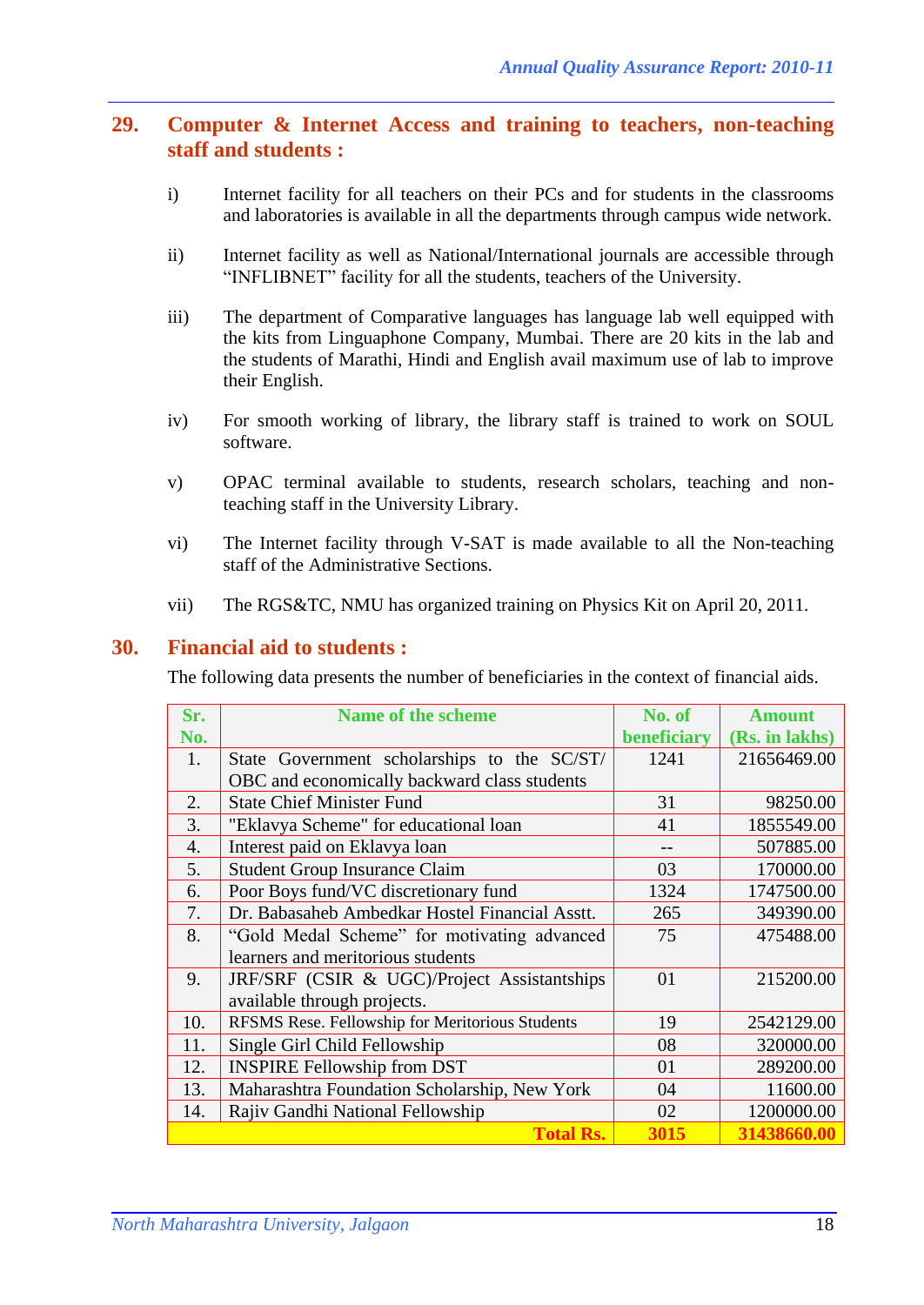## 29. Computer & Internet Access and training to teachers, non-teaching staff and students :

i) Internet facility for all teachers on their PCs and for students in the classrooms and laboratories is available in all the departments through campus wide network.

ii) Internet facility as well as National/International journals are accessible through "INFLIBNET" facility for all the students, teachers of the University.

iii) The department of Comparative languages has language lab well equipped with the kits from Linguaphone Company, Mumbai. There are 20 kits in the lab and the students of Marathi, Hindi and English avail maximum use of lab to improve their English.

iv) For smooth working of library, the library staff is trained to work on SOUL software.

v) OPAC terminal available to students, research scholars, teaching and non-teaching staff in the University Library.

vi) The Internet facility through V-SAT is made available to all the Non-teaching staff of the Administrative Sections.

vii) The RGS&TC, NMU has organized training on Physics Kit on April 20, 2011.

## 30. Financial aid to students :

The following data presents the number of beneficiaries in the context of financial aids.

| Sr. No. | Name of the scheme | No. of beneficiary | Amount (Rs. in lakhs) |
|---|---|---|---|
| 1. | State Government scholarships to the SC/ST/ OBC and economically backward class students | 1241 | 21656469.00 |
| 2. | State Chief Minister Fund | 31 | 98250.00 |
| 3. | "Eklavya Scheme" for educational loan | 41 | 1855549.00 |
| 4. | Interest paid on Eklavya loan | -- | 507885.00 |
| 5. | Student Group Insurance Claim | 03 | 170000.00 |
| 6. | Poor Boys fund/VC discretionary fund | 1324 | 1747500.00 |
| 7. | Dr. Babasaheb Ambedkar Hostel Financial Asstt. | 265 | 349390.00 |
| 8. | "Gold Medal Scheme" for motivating advanced learners and meritorious students | 75 | 475488.00 |
| 9. | JRF/SRF (CSIR & UGC)/Project Assistantships available through projects. | 01 | 215200.00 |
| 10. | RFSMS Rese. Fellowship for Meritorious Students | 19 | 2542129.00 |
| 11. | Single Girl Child Fellowship | 08 | 320000.00 |
| 12. | INSPIRE Fellowship from DST | 01 | 289200.00 |
| 13. | Maharashtra Foundation Scholarship, New York | 04 | 11600.00 |
| 14. | Rajiv Gandhi National Fellowship | 02 | 1200000.00 |
| | **Total Rs.** | **3015** | **31438660.00** |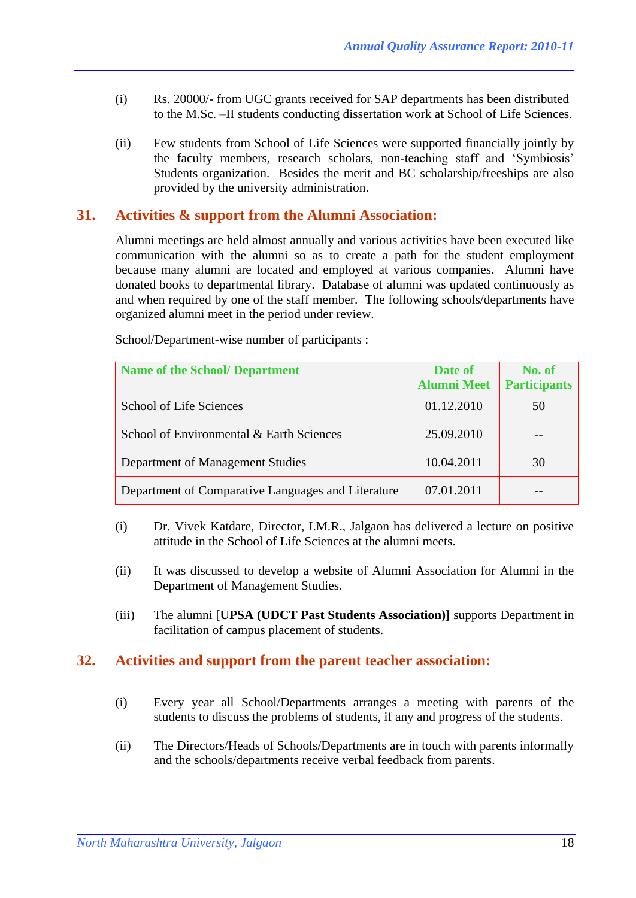(i) Rs. 20000/- from UGC grants received for SAP departments has been distributed to the M.Sc. –II students conducting dissertation work at School of Life Sciences.

(ii) Few students from School of Life Sciences were supported financially jointly by the faculty members, research scholars, non-teaching staff and 'Symbiosis' Students organization. Besides the merit and BC scholarship/freeships are also provided by the university administration.

## 31. Activities & support from the Alumni Association:

Alumni meetings are held almost annually and various activities have been executed like communication with the alumni so as to create a path for the student employment because many alumni are located and employed at various companies. Alumni have donated books to departmental library. Database of alumni was updated continuously as and when required by one of the staff member. The following schools/departments have organized alumni meet in the period under review.

School/Department-wise number of participants :

| Name of the School/ Department | Date of Alumni Meet | No. of Participants |
|---|---|---|
| School of Life Sciences | 01.12.2010 | 50 |
| School of Environmental & Earth Sciences | 25.09.2010 | -- |
| Department of Management Studies | 10.04.2011 | 30 |
| Department of Comparative Languages and Literature | 07.01.2011 | -- |

(i) Dr. Vivek Katdare, Director, I.M.R., Jalgaon has delivered a lecture on positive attitude in the School of Life Sciences at the alumni meets.

(ii) It was discussed to develop a website of Alumni Association for Alumni in the Department of Management Studies.

(iii) The alumni **[UPSA (UDCT Past Students Association)]** supports Department in facilitation of campus placement of students.

## 32. Activities and support from the parent teacher association:

(i) Every year all School/Departments arranges a meeting with parents of the students to discuss the problems of students, if any and progress of the students.

(ii) The Directors/Heads of Schools/Departments are in touch with parents informally and the schools/departments receive verbal feedback from parents.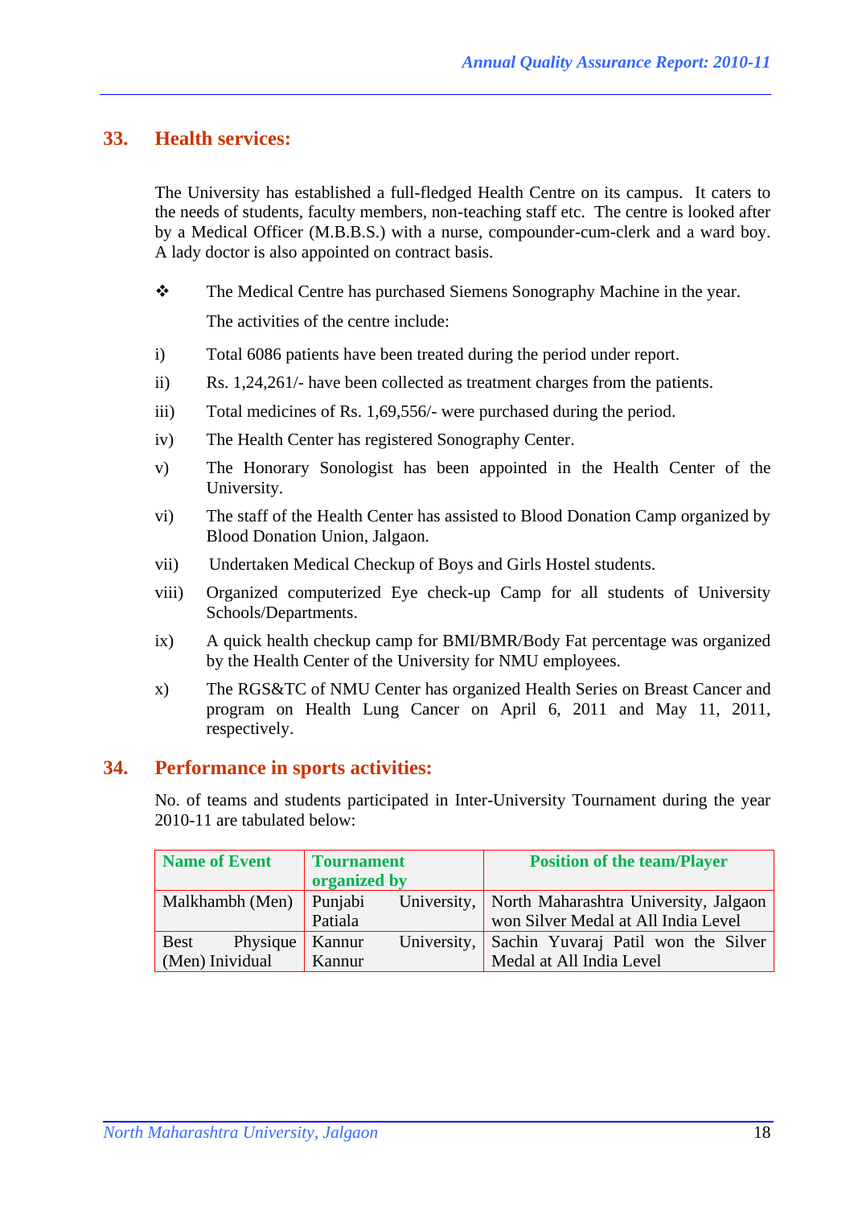## 33. Health services:

The University has established a full-fledged Health Centre on its campus. It caters to the needs of students, faculty members, non-teaching staff etc. The centre is looked after by a Medical Officer (M.B.B.S.) with a nurse, compounder-cum-clerk and a ward boy. A lady doctor is also appointed on contract basis.

❖ The Medical Centre has purchased Siemens Sonography Machine in the year.

The activities of the centre include:

i) Total 6086 patients have been treated during the period under report.

ii) Rs. 1,24,261/- have been collected as treatment charges from the patients.

iii) Total medicines of Rs. 1,69,556/- were purchased during the period.

iv) The Health Center has registered Sonography Center.

v) The Honorary Sonologist has been appointed in the Health Center of the University.

vi) The staff of the Health Center has assisted to Blood Donation Camp organized by Blood Donation Union, Jalgaon.

vii) Undertaken Medical Checkup of Boys and Girls Hostel students.

viii) Organized computerized Eye check-up Camp for all students of University Schools/Departments.

ix) A quick health checkup camp for BMI/BMR/Body Fat percentage was organized by the Health Center of the University for NMU employees.

x) The RGS&TC of NMU Center has organized Health Series on Breast Cancer and program on Health Lung Cancer on April 6, 2011 and May 11, 2011, respectively.

## 34. Performance in sports activities:

No. of teams and students participated in Inter-University Tournament during the year 2010-11 are tabulated below:

| Name of Event | Tournament organized by | Position of the team/Player |
|---|---|---|
| Malkhambh (Men) | Punjabi University, Patiala | North Maharashtra University, Jalgaon won Silver Medal at All India Level |
| Best Physique (Men) Inividual | Kannur University, Kannur | Sachin Yuvaraj Patil won the Silver Medal at All India Level |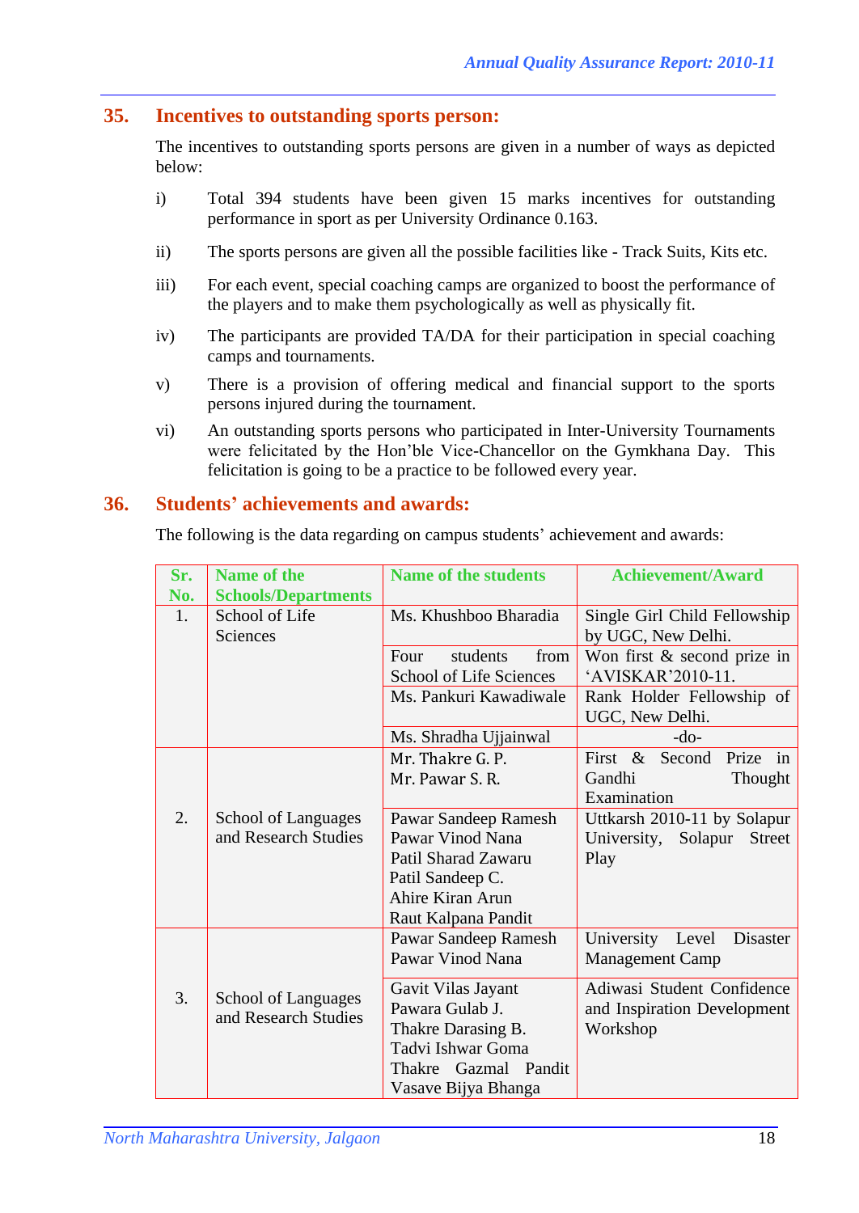## 35. Incentives to outstanding sports person:

The incentives to outstanding sports persons are given in a number of ways as depicted below:

i) Total 394 students have been given 15 marks incentives for outstanding performance in sport as per University Ordinance 0.163.

ii) The sports persons are given all the possible facilities like - Track Suits, Kits etc.

iii) For each event, special coaching camps are organized to boost the performance of the players and to make them psychologically as well as physically fit.

iv) The participants are provided TA/DA for their participation in special coaching camps and tournaments.

v) There is a provision of offering medical and financial support to the sports persons injured during the tournament.

vi) An outstanding sports persons who participated in Inter-University Tournaments were felicitated by the Hon'ble Vice-Chancellor on the Gymkhana Day. This felicitation is going to be a practice to be followed every year.

## 36. Students' achievements and awards:

The following is the data regarding on campus students' achievement and awards:

| Sr. No. | Name of the Schools/Departments | Name of the students | Achievement/Award |
|---|---|---|---|
| 1. | School of Life Sciences | Ms. Khushboo Bharadia | Single Girl Child Fellowship by UGC, New Delhi. |
| | | Four students from School of Life Sciences | Won first & second prize in 'AVISKAR'2010-11. |
| | | Ms. Pankuri Kawadiwale | Rank Holder Fellowship of UGC, New Delhi. |
| | | Ms. Shradha Ujjainwal | -do- |
| 2. | School of Languages and Research Studies | Mr. Thakre G. P.<br>Mr. Pawar S. R. | First & Second Prize in Gandhi Thought Examination |
| | | Pawar Sandeep Ramesh<br>Pawar Vinod Nana<br>Patil Sharad Zawaru<br>Patil Sandeep C.<br>Ahire Kiran Arun<br>Raut Kalpana Pandit | Uttkarsh 2010-11 by Solapur University, Solapur Street Play |
| 3. | School of Languages and Research Studies | Pawar Sandeep Ramesh<br>Pawar Vinod Nana | University Level Disaster Management Camp |
| | | Gavit Vilas Jayant<br>Pawara Gulab J.<br>Thakre Darasing B.<br>Tadvi Ishwar Goma<br>Thakre Gazmal Pandit<br>Vasave Bijya Bhanga | Adiwasi Student Confidence and Inspiration Development Workshop |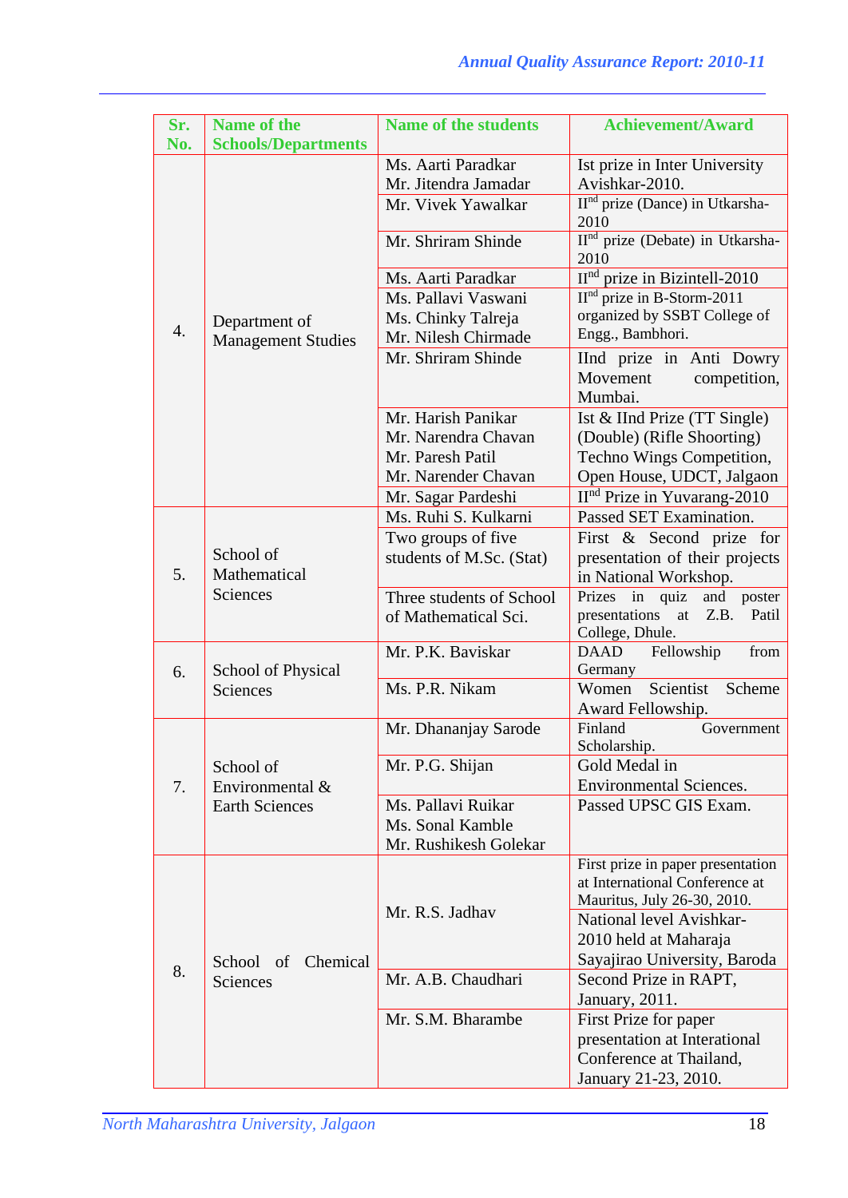| Sr. No. | Name of the Schools/Departments | Name of the students | Achievement/Award |
|---|---|---|---|
| 4. | Department of Management Studies | Ms. Aarti Paradkar<br>Mr. Jitendra Jamadar | Ist prize in Inter University Avishkar-2010. |
| | | Mr. Vivek Yawalkar | IInd prize (Dance) in Utkarsha-2010 |
| | | Mr. Shriram Shinde | IInd prize (Debate) in Utkarsha-2010 |
| | | Ms. Aarti Paradkar | IInd prize in Bizintell-2010 |
| | | Ms. Pallavi Vaswani<br>Ms. Chinky Talreja<br>Mr. Nilesh Chirmade | IInd prize in B-Storm-2011 organized by SSBT College of Engg., Bambhori. |
| | | Mr. Shriram Shinde | IInd prize in Anti Dowry Movement competition, Mumbai. |
| | | Mr. Harish Panikar<br>Mr. Narendra Chavan<br>Mr. Paresh Patil<br>Mr. Narender Chavan | Ist & IInd Prize (TT Single) (Double) (Rifle Shoorting) Techno Wings Competition, Open House, UDCT, Jalgaon |
| | | Mr. Sagar Pardeshi | IInd Prize in Yuvarang-2010 |
| 5. | School of Mathematical Sciences | Ms. Ruhi S. Kulkarni | Passed SET Examination. |
| | | Two groups of five students of M.Sc. (Stat) | First & Second prize for presentation of their projects in National Workshop. |
| | | Three students of School of Mathematical Sci. | Prizes in quiz and poster presentations at Z.B. Patil College, Dhule. |
| 6. | School of Physical Sciences | Mr. P.K. Baviskar | DAAD Fellowship from Germany |
| | | Ms. P.R. Nikam | Women Scientist Scheme Award Fellowship. |
| 7. | School of Environmental & Earth Sciences | Mr. Dhananjay Sarode | Finland Government Scholarship. |
| | | Mr. P.G. Shijan | Gold Medal in Environmental Sciences. |
| | | Ms. Pallavi Ruikar<br>Ms. Sonal Kamble<br>Mr. Rushikesh Golekar | Passed UPSC GIS Exam. |
| 8. | School of Chemical Sciences | Mr. R.S. Jadhav | First prize in paper presentation at International Conference at Mauritus, July 26-30, 2010. |
| | | | National level Avishkar-2010 held at Maharaja Sayajirao University, Baroda |
| | | Mr. A.B. Chaudhari | Second Prize in RAPT, January, 2011. |
| | | Mr. S.M. Bharambe | First Prize for paper presentation at Interational Conference at Thailand, January 21-23, 2010. |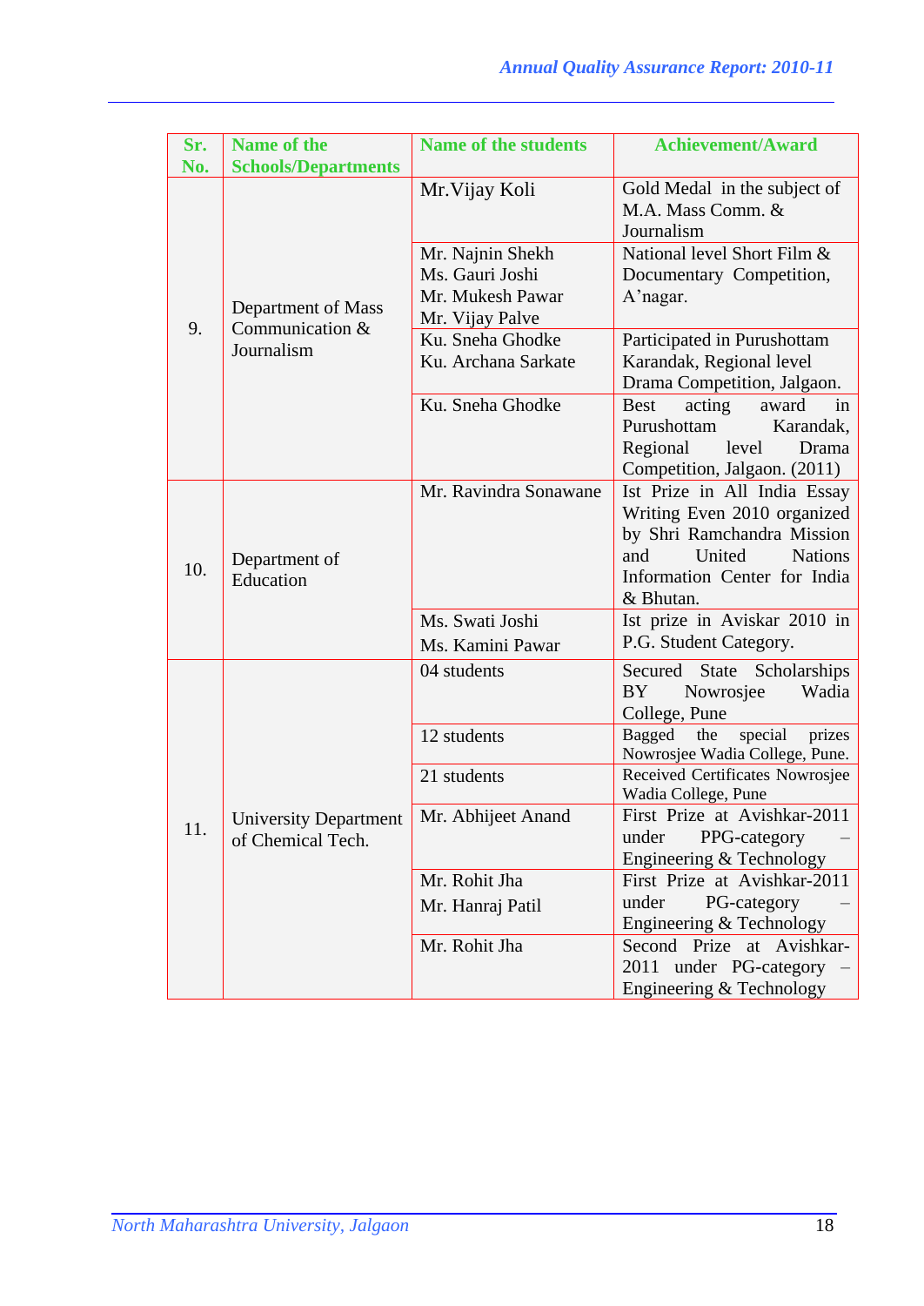| Sr. No. | Name of the Schools/Departments | Name of the students | Achievement/Award |
|---|---|---|---|
| 9. | Department of Mass Communication & Journalism | Mr.Vijay Koli | Gold Medal in the subject of M.A. Mass Comm. & Journalism |
| | | Mr. Najnin Shekh<br>Ms. Gauri Joshi<br>Mr. Mukesh Pawar<br>Mr. Vijay Palve | National level Short Film & Documentary Competition, A'nagar. |
| | | Ku. Sneha Ghodke<br>Ku. Archana Sarkate | Participated in Purushottam Karandak, Regional level Drama Competition, Jalgaon. |
| | | Ku. Sneha Ghodke | Best acting award in Purushottam Karandak, Regional level Drama Competition, Jalgaon. (2011) |
| 10. | Department of Education | Mr. Ravindra Sonawane | Ist Prize in All India Essay Writing Even 2010 organized by Shri Ramchandra Mission and United Nations Information Center for India & Bhutan. |
| | | Ms. Swati Joshi<br>Ms. Kamini Pawar | Ist prize in Aviskar 2010 in P.G. Student Category. |
| 11. | University Department of Chemical Tech. | 04 students | Secured State Scholarships BY Nowrosjee Wadia College, Pune |
| | | 12 students | Bagged the special prizes Nowrosjee Wadia College, Pune. |
| | | 21 students | Received Certificates Nowrosjee Wadia College, Pune |
| | | Mr. Abhijeet Anand | First Prize at Avishkar-2011 under PPG-category – Engineering & Technology |
| | | Mr. Rohit Jha<br>Mr. Hanraj Patil | First Prize at Avishkar-2011 under PG-category – Engineering & Technology |
| | | Mr. Rohit Jha | Second Prize at Avishkar-2011 under PG-category – Engineering & Technology |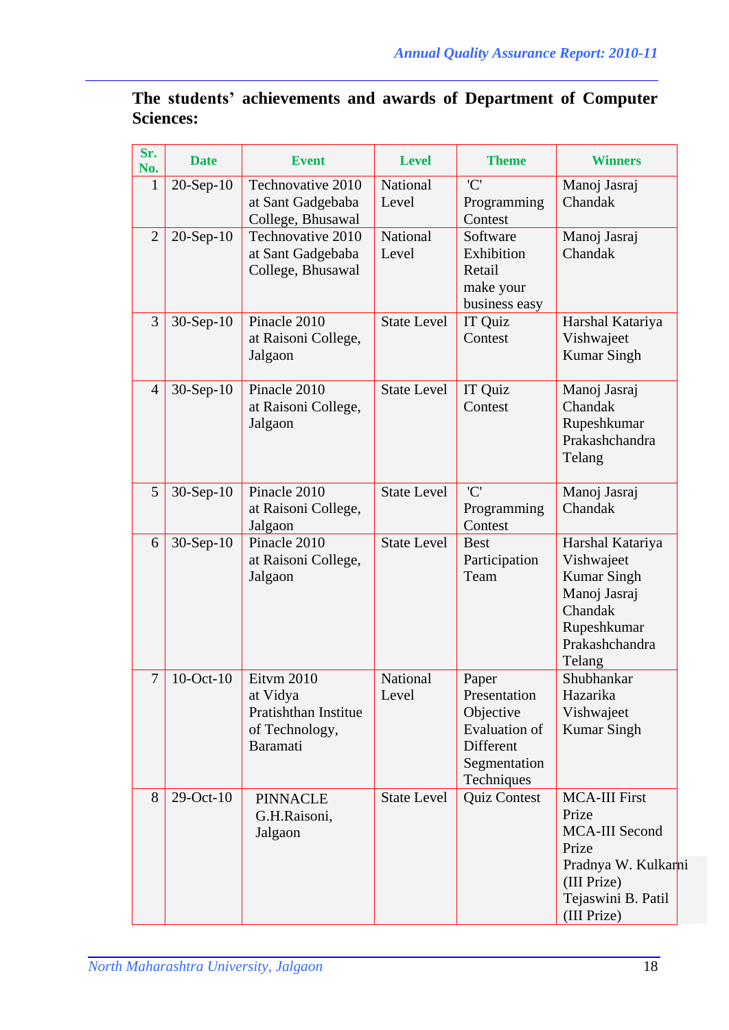**The students' achievements and awards of Department of Computer Sciences:**

| Sr. No. | Date | Event | Level | Theme | Winners |
|---|---|---|---|---|---|
| 1 | 20-Sep-10 | Technovative 2010 at Sant Gadgebaba College, Bhusawal | National Level | 'C' Programming Contest | Manoj Jasraj Chandak |
| 2 | 20-Sep-10 | Technovative 2010 at Sant Gadgebaba College, Bhusawal | National Level | Software Exhibition Retail make your business easy | Manoj Jasraj Chandak |
| 3 | 30-Sep-10 | Pinacle 2010 at Raisoni College, Jalgaon | State Level | IT Quiz Contest | Harshal Katariya Vishwajeet Kumar Singh |
| 4 | 30-Sep-10 | Pinacle 2010 at Raisoni College, Jalgaon | State Level | IT Quiz Contest | Manoj Jasraj Chandak Rupeshkumar Prakashchandra Telang |
| 5 | 30-Sep-10 | Pinacle 2010 at Raisoni College, Jalgaon | State Level | 'C' Programming Contest | Manoj Jasraj Chandak |
| 6 | 30-Sep-10 | Pinacle 2010 at Raisoni College, Jalgaon | State Level | Best Participation Team | Harshal Katariya Vishwajeet Kumar Singh Manoj Jasraj Chandak Rupeshkumar Prakashchandra Telang |
| 7 | 10-Oct-10 | Eitvm 2010 at Vidya Pratishthan Institue of Technology, Baramati | National Level | Paper Presentation Objective Evaluation of Different Segmentation Techniques | Shubhankar Hazarika Vishwajeet Kumar Singh |
| 8 | 29-Oct-10 | PINNACLE G.H.Raisoni, Jalgaon | State Level | Quiz Contest | MCA-III First Prize MCA-III Second Prize Pradnya W. Kulkarni (III Prize) Tejaswini B. Patil (III Prize) |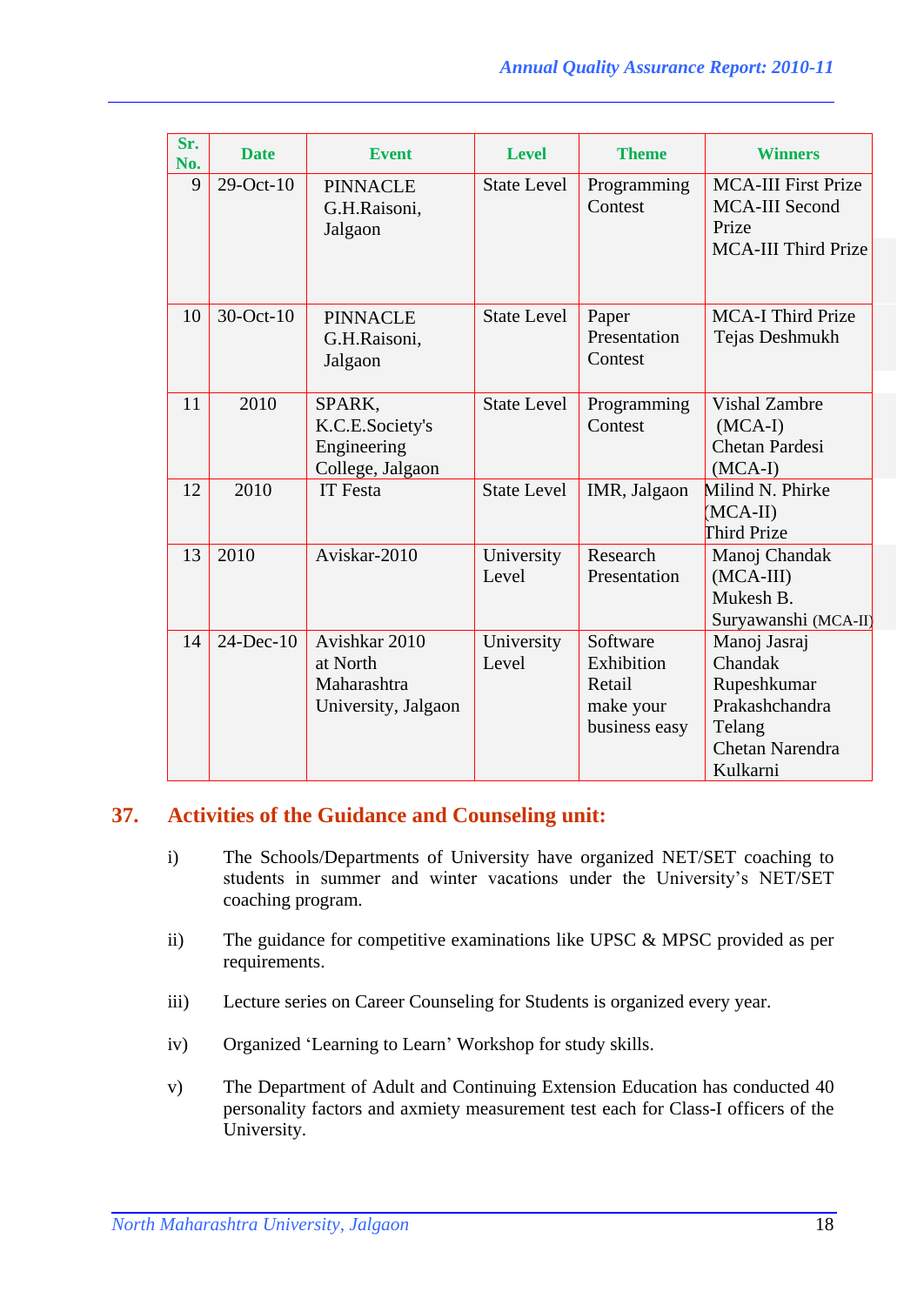| Sr. No. | Date | Event | Level | Theme | Winners |
|---|---|---|---|---|---|
| 9 | 29-Oct-10 | PINNACLE G.H.Raisoni, Jalgaon | State Level | Programming Contest | MCA-III First Prize<br>MCA-III Second Prize<br>MCA-III Third Prize |
| 10 | 30-Oct-10 | PINNACLE G.H.Raisoni, Jalgaon | State Level | Paper Presentation Contest | MCA-I Third Prize<br>Tejas Deshmukh |
| 11 | 2010 | SPARK, K.C.E.Society's Engineering College, Jalgaon | State Level | Programming Contest | Vishal Zambre (MCA-I)<br>Chetan Pardesi (MCA-I) |
| 12 | 2010 | IT Festa | State Level | IMR, Jalgaon | Milind N. Phirke (MCA-II)<br>Third Prize |
| 13 | 2010 | Aviskar-2010 | University Level | Research Presentation | Manoj Chandak (MCA-III)<br>Mukesh B. Suryawanshi (MCA-II) |
| 14 | 24-Dec-10 | Avishkar 2010 at North Maharashtra University, Jalgaon | University Level | Software Exhibition Retail make your business easy | Manoj Jasraj Chandak<br>Rupeshkumar Prakashchandra Telang<br>Chetan Narendra Kulkarni |

## 37. Activities of the Guidance and Counseling unit:

i) The Schools/Departments of University have organized NET/SET coaching to students in summer and winter vacations under the University's NET/SET coaching program.

ii) The guidance for competitive examinations like UPSC & MPSC provided as per requirements.

iii) Lecture series on Career Counseling for Students is organized every year.

iv) Organized 'Learning to Learn' Workshop for study skills.

v) The Department of Adult and Continuing Extension Education has conducted 40 personality factors and axmiety measurement test each for Class-I officers of the University.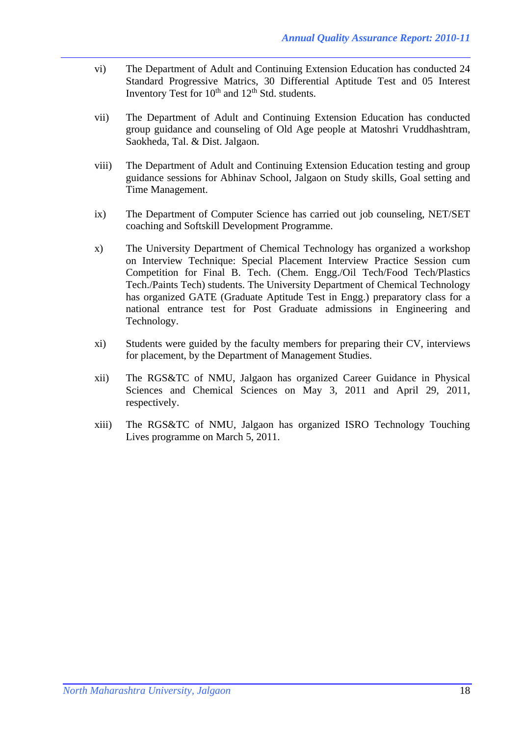vi) The Department of Adult and Continuing Extension Education has conducted 24 Standard Progressive Matrics, 30 Differential Aptitude Test and 05 Interest Inventory Test for $10^{th}$ and $12^{th}$ Std. students.

vii) The Department of Adult and Continuing Extension Education has conducted group guidance and counseling of Old Age people at Matoshri Vruddhashtram, Saokheda, Tal. & Dist. Jalgaon.

viii) The Department of Adult and Continuing Extension Education testing and group guidance sessions for Abhinav School, Jalgaon on Study skills, Goal setting and Time Management.

ix) The Department of Computer Science has carried out job counseling, NET/SET coaching and Softskill Development Programme.

x) The University Department of Chemical Technology has organized a workshop on Interview Technique: Special Placement Interview Practice Session cum Competition for Final B. Tech. (Chem. Engg./Oil Tech/Food Tech/Plastics Tech./Paints Tech) students. The University Department of Chemical Technology has organized GATE (Graduate Aptitude Test in Engg.) preparatory class for a national entrance test for Post Graduate admissions in Engineering and Technology.

xi) Students were guided by the faculty members for preparing their CV, interviews for placement, by the Department of Management Studies.

xii) The RGS&TC of NMU, Jalgaon has organized Career Guidance in Physical Sciences and Chemical Sciences on May 3, 2011 and April 29, 2011, respectively.

xiii) The RGS&TC of NMU, Jalgaon has organized ISRO Technology Touching Lives programme on March 5, 2011.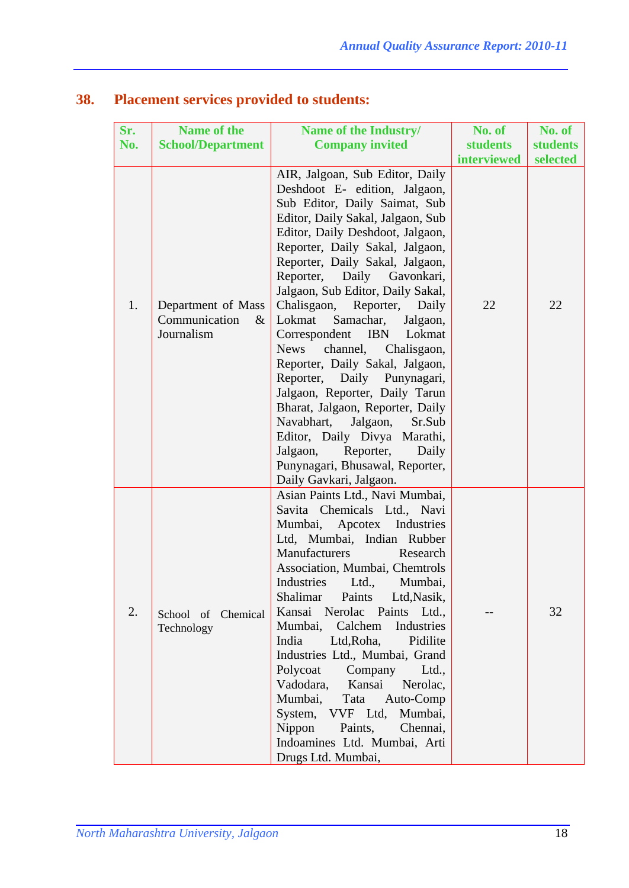## 38. Placement services provided to students:

| Sr. No. | Name of the School/Department | Name of the Industry/ Company invited | No. of students interviewed | No. of students selected |
|---|---|---|---|---|
| 1. | Department of Mass Communication & Journalism | AIR, Jalgoan, Sub Editor, Daily Deshdoot E- edition, Jalgaon, Sub Editor, Daily Saimat, Sub Editor, Daily Sakal, Jalgaon, Sub Editor, Daily Deshdoot, Jalgaon, Reporter, Daily Sakal, Jalgaon, Reporter, Daily Sakal, Jalgaon, Reporter, Daily Gavonkari, Jalgaon, Sub Editor, Daily Sakal, Chalisgaon, Reporter, Daily Lokmat Samachar, Jalgaon, Correspondent IBN Lokmat News channel, Chalisgaon, Reporter, Daily Sakal, Jalgaon, Reporter, Daily Punynagari, Jalgaon, Reporter, Daily Tarun Bharat, Jalgaon, Reporter, Daily Navabhart, Jalgaon, Sr.Sub Editor, Daily Divya Marathi, Jalgaon, Reporter, Daily Punynagari, Bhusawal, Reporter, Daily Gavkari, Jalgaon. | 22 | 22 |
| 2. | School of Chemical Technology | Asian Paints Ltd., Navi Mumbai, Savita Chemicals Ltd., Navi Mumbai, Apcotex Industries Ltd, Mumbai, Indian Rubber Manufacturers Research Association, Mumbai, Chemtrols Industries Ltd., Mumbai, Shalimar Paints Ltd,Nasik, Kansai Nerolac Paints Ltd., Mumbai, Calchem Industries India Ltd,Roha, Pidilite Industries Ltd., Mumbai, Grand Polycoat Company Ltd., Vadodara, Kansai Nerolac, Mumbai, Tata Auto-Comp System, VVF Ltd, Mumbai, Nippon Paints, Chennai, Indoamines Ltd. Mumbai, Arti Drugs Ltd. Mumbai, | -- | 32 |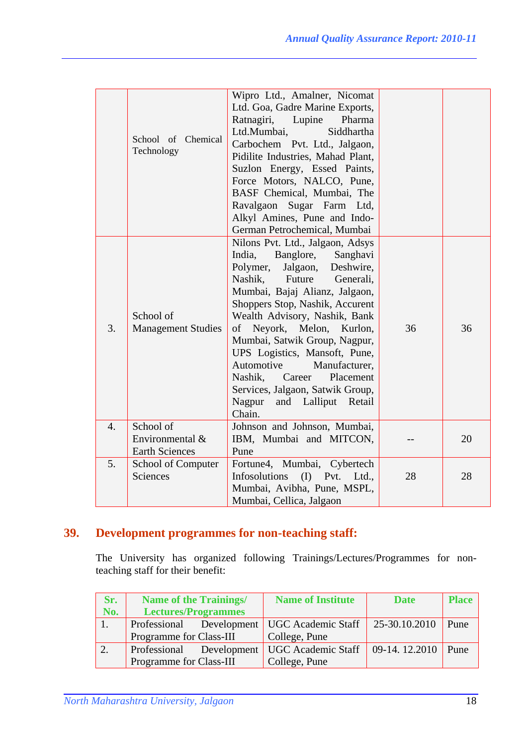|  | School of Chemical Technology | Wipro Ltd., Amalner, Nicomat Ltd. Goa, Gadre Marine Exports, Ratnagiri, Lupine Pharma Ltd.Mumbai, Siddhartha Carbochem Pvt. Ltd., Jalgaon, Pidilite Industries, Mahad Plant, Suzlon Energy, Essed Paints, Force Motors, NALCO, Pune, BASF Chemical, Mumbai, The Ravalgaon Sugar Farm Ltd, Alkyl Amines, Pune and Indo-German Petrochemical, Mumbai |  |  |
|---|---|---|---|---|
| 3. | School of Management Studies | Nilons Pvt. Ltd., Jalgaon, Adsys India, Banglore, Sanghavi Polymer, Jalgaon, Deshwire, Nashik, Future Generali, Mumbai, Bajaj Alianz, Jalgaon, Shoppers Stop, Nashik, Accurent Wealth Advisory, Nashik, Bank of Neyork, Melon, Kurlon, Mumbai, Satwik Group, Nagpur, UPS Logistics, Mansoft, Pune, Automotive Manufacturer, Nashik, Career Placement Services, Jalgaon, Satwik Group, Nagpur and Lalliput Retail Chain. | 36 | 36 |
| 4. | School of Environmental & Earth Sciences | Johnson and Johnson, Mumbai, IBM, Mumbai and MITCON, Pune | -- | 20 |
| 5. | School of Computer Sciences | Fortune4, Mumbai, Cybertech Infosolutions (I) Pvt. Ltd., Mumbai, Avibha, Pune, MSPL, Mumbai, Cellica, Jalgaon | 28 | 28 |

## 39. Development programmes for non-teaching staff:

The University has organized following Trainings/Lectures/Programmes for non-teaching staff for their benefit:

| Sr. No. | Name of the Trainings/ Lectures/Programmes | Name of Institute | Date | Place |
|---|---|---|---|---|
| 1. | Professional Development Programme for Class-III | UGC Academic Staff College, Pune | 25-30.10.2010 | Pune |
| 2. | Professional Development Programme for Class-III | UGC Academic Staff College, Pune | 09-14. 12.2010 | Pune |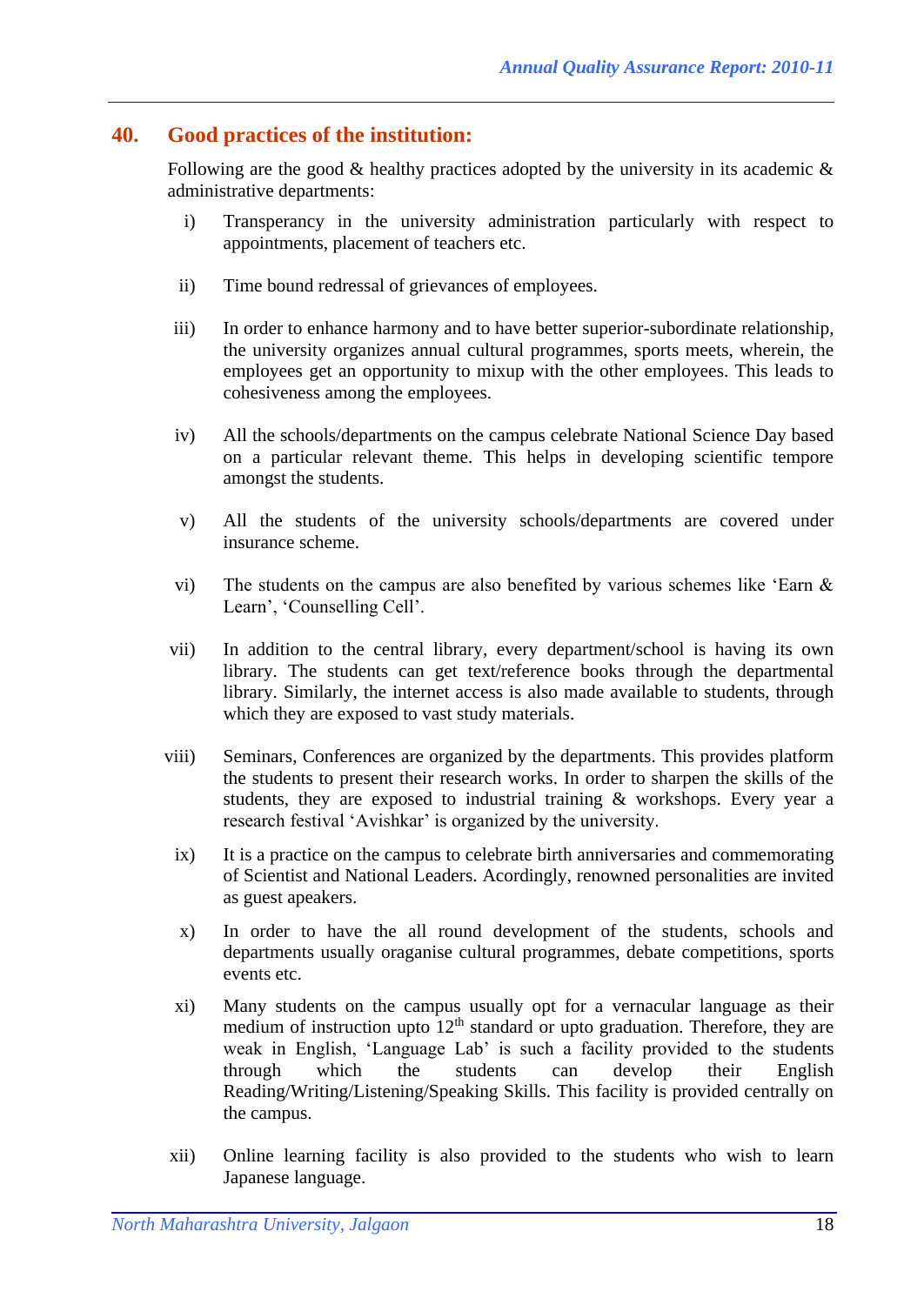## 40. Good practices of the institution:

Following are the good & healthy practices adopted by the university in its academic & administrative departments:

i) Transperancy in the university administration particularly with respect to appointments, placement of teachers etc.

ii) Time bound redressal of grievances of employees.

iii) In order to enhance harmony and to have better superior-subordinate relationship, the university organizes annual cultural programmes, sports meets, wherein, the employees get an opportunity to mixup with the other employees. This leads to cohesiveness among the employees.

iv) All the schools/departments on the campus celebrate National Science Day based on a particular relevant theme. This helps in developing scientific tempore amongst the students.

v) All the students of the university schools/departments are covered under insurance scheme.

vi) The students on the campus are also benefited by various schemes like 'Earn & Learn', 'Counselling Cell'.

vii) In addition to the central library, every department/school is having its own library. The students can get text/reference books through the departmental library. Similarly, the internet access is also made available to students, through which they are exposed to vast study materials.

viii) Seminars, Conferences are organized by the departments. This provides platform the students to present their research works. In order to sharpen the skills of the students, they are exposed to industrial training & workshops. Every year a research festival 'Avishkar' is organized by the university.

ix) It is a practice on the campus to celebrate birth anniversaries and commemorating of Scientist and National Leaders. Acordingly, renowned personalities are invited as guest apeakers.

x) In order to have the all round development of the students, schools and departments usually oraganise cultural programmes, debate competitions, sports events etc.

xi) Many students on the campus usually opt for a vernacular language as their medium of instruction upto 12$^{th}$ standard or upto graduation. Therefore, they are weak in English, 'Language Lab' is such a facility provided to the students through which the students can develop their English Reading/Writing/Listening/Speaking Skills. This facility is provided centrally on the campus.

xii) Online learning facility is also provided to the students who wish to learn Japanese language.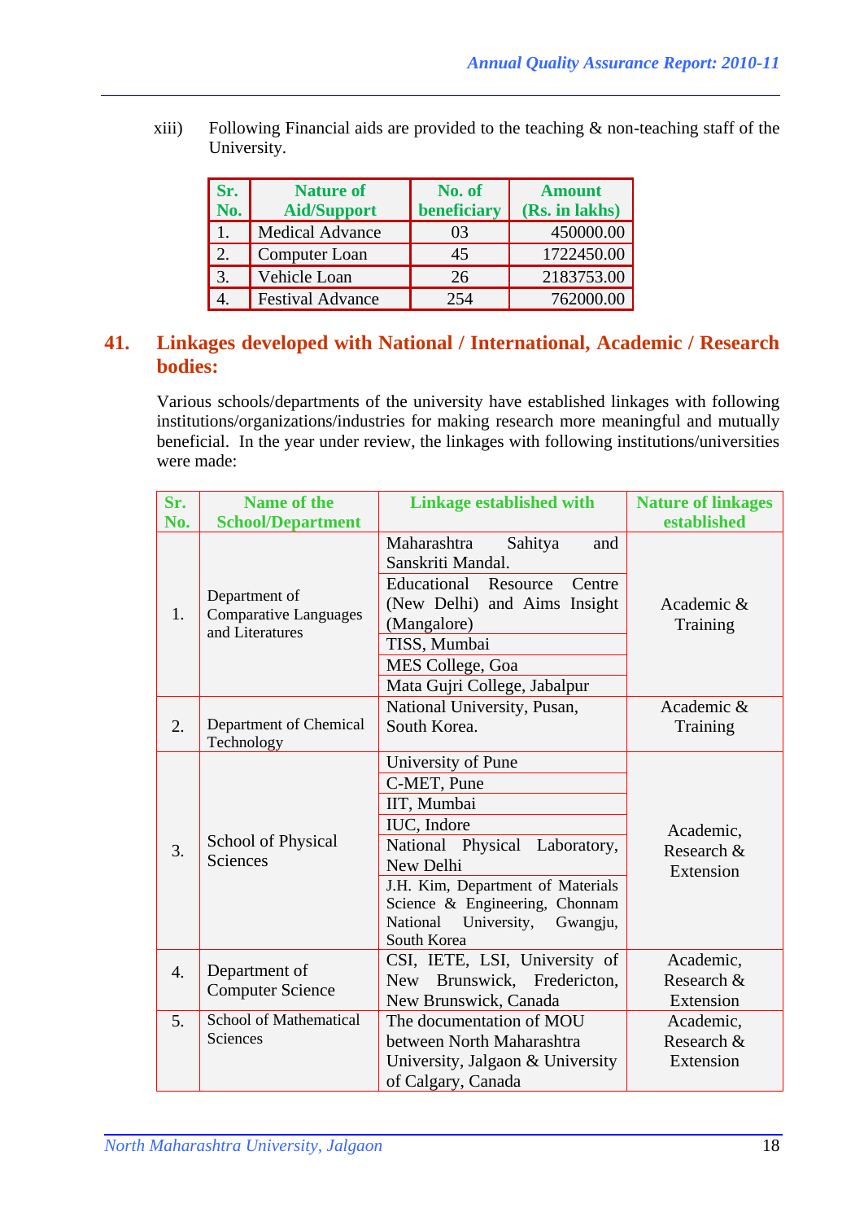xiii) Following Financial aids are provided to the teaching & non-teaching staff of the University.

| Sr. No. | Nature of Aid/Support | No. of beneficiary | Amount (Rs. in lakhs) |
|---|---|---|---|
| 1. | Medical Advance | 03 | 450000.00 |
| 2. | Computer Loan | 45 | 1722450.00 |
| 3. | Vehicle Loan | 26 | 2183753.00 |
| 4. | Festival Advance | 254 | 762000.00 |

## 41. Linkages developed with National / International, Academic / Research bodies:

Various schools/departments of the university have established linkages with following institutions/organizations/industries for making research more meaningful and mutually beneficial. In the year under review, the linkages with following institutions/universities were made:

| Sr. No. | Name of the School/Department | Linkage established with | Nature of linkages established |
|---|---|---|---|
| 1. | Department of Comparative Languages and Literatures | Maharashtra Sahitya and Sanskriti Mandal. | Academic & Training |
| | | Educational Resource Centre (New Delhi) and Aims Insight (Mangalore) | |
| | | TISS, Mumbai | |
| | | MES College, Goa | |
| | | Mata Gujri College, Jabalpur | |
| 2. | Department of Chemical Technology | National University, Pusan, South Korea. | Academic & Training |
| 3. | School of Physical Sciences | University of Pune | Academic, Research & Extension |
| | | C-MET, Pune | |
| | | IIT, Mumbai | |
| | | IUC, Indore | |
| | | National Physical Laboratory, New Delhi | |
| | | J.H. Kim, Department of Materials Science & Engineering, Chonnam National University, Gwangju, South Korea | |
| 4. | Department of Computer Science | CSI, IETE, LSI, University of New Brunswick, Fredericton, New Brunswick, Canada | Academic, Research & Extension |
| 5. | School of Mathematical Sciences | The documentation of MOU between North Maharashtra University, Jalgaon & University of Calgary, Canada | Academic, Research & Extension |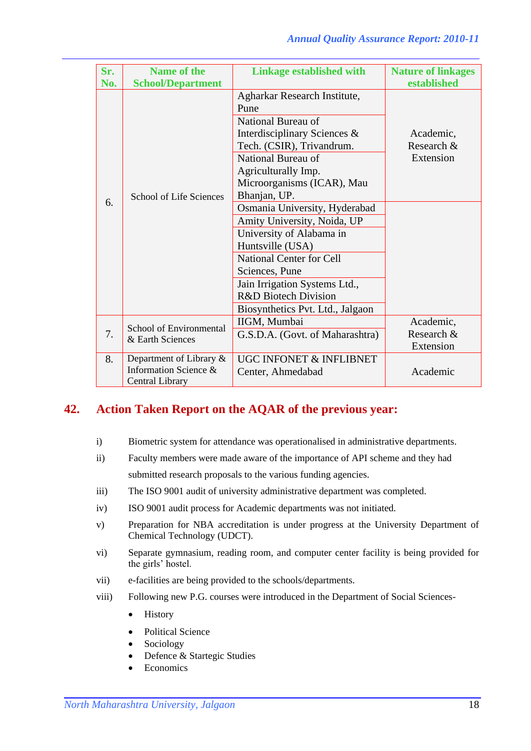| Sr. No. | Name of the School/Department | Linkage established with | Nature of linkages established |
|---|---|---|---|
| 6. | School of Life Sciences | Agharkar Research Institute, Pune | Academic, Research & Extension |
| | | National Bureau of Interdisciplinary Sciences & Tech. (CSIR), Trivandrum. | |
| | | National Bureau of Agriculturally Imp. Microorganisms (ICAR), Mau Bhanjan, UP. | |
| | | Osmania University, Hyderabad | |
| | | Amity University, Noida, UP | |
| | | University of Alabama in Huntsville (USA) | |
| | | National Center for Cell Sciences, Pune | |
| | | Jain Irrigation Systems Ltd., R&D Biotech Division | |
| | | Biosynthetics Pvt. Ltd., Jalgaon | |
| 7. | School of Environmental & Earth Sciences | IIGM, Mumbai | Academic, Research & Extension |
| | | G.S.D.A. (Govt. of Maharashtra) | |
| 8. | Department of Library & Information Science & Central Library | UGC INFONET & INFLIBNET Center, Ahmedabad | Academic |

## 42. Action Taken Report on the AQAR of the previous year:

i) Biometric system for attendance was operationalised in administrative departments.

ii) Faculty members were made aware of the importance of API scheme and they had submitted research proposals to the various funding agencies.

iii) The ISO 9001 audit of university administrative department was completed.

iv) ISO 9001 audit process for Academic departments was not initiated.

v) Preparation for NBA accreditation is under progress at the University Department of Chemical Technology (UDCT).

vi) Separate gymnasium, reading room, and computer center facility is being provided for the girls' hostel.

vii) e-facilities are being provided to the schools/departments.

viii) Following new P.G. courses were introduced in the Department of Social Sciences-

- History
- Political Science
- Sociology
- Defence & Startegic Studies
- Economics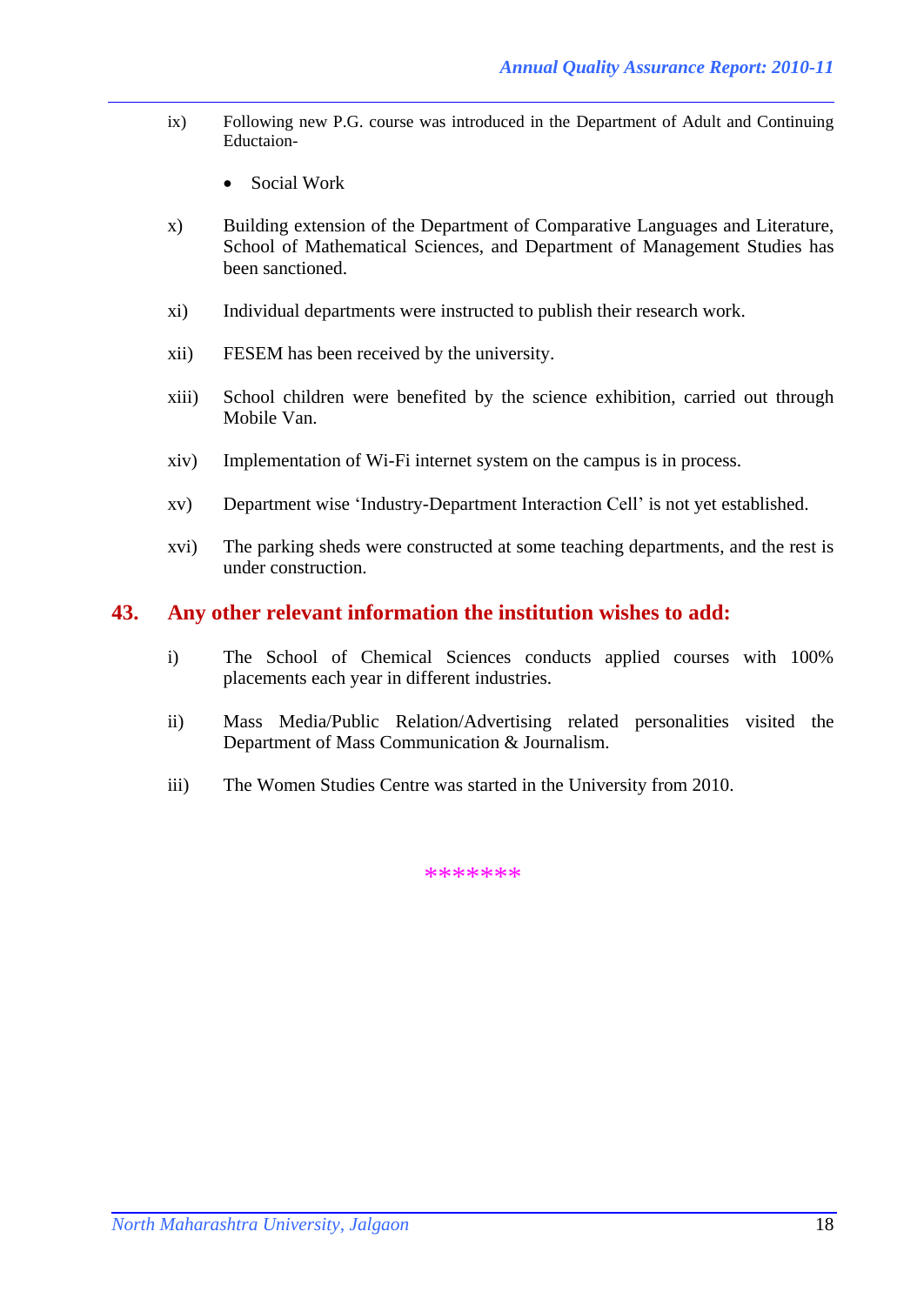ix) Following new P.G. course was introduced in the Department of Adult and Continuing Eductaion-

- Social Work

x) Building extension of the Department of Comparative Languages and Literature, School of Mathematical Sciences, and Department of Management Studies has been sanctioned.

xi) Individual departments were instructed to publish their research work.

xii) FESEM has been received by the university.

xiii) School children were benefited by the science exhibition, carried out through Mobile Van.

xiv) Implementation of Wi-Fi internet system on the campus is in process.

xv) Department wise 'Industry-Department Interaction Cell' is not yet established.

xvi) The parking sheds were constructed at some teaching departments, and the rest is under construction.

## 43. Any other relevant information the institution wishes to add:

i) The School of Chemical Sciences conducts applied courses with 100% placements each year in different industries.

ii) Mass Media/Public Relation/Advertising related personalities visited the Department of Mass Communication & Journalism.

iii) The Women Studies Centre was started in the University from 2010.

*******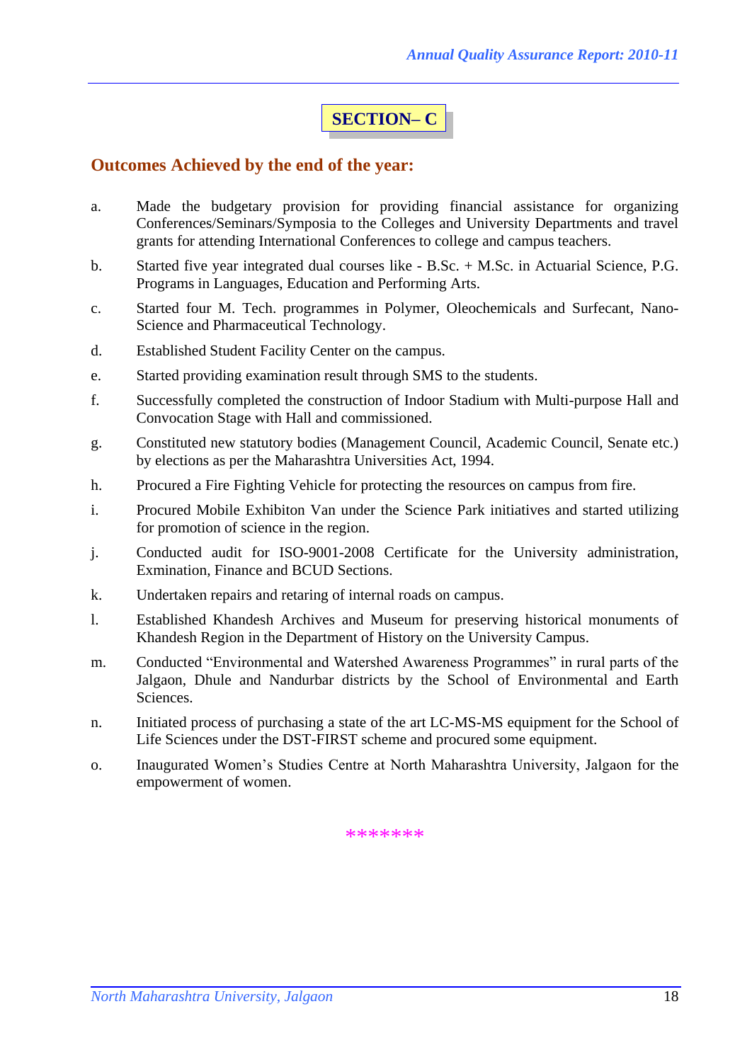# SECTION– C

## Outcomes Achieved by the end of the year:

a. Made the budgetary provision for providing financial assistance for organizing Conferences/Seminars/Symposia to the Colleges and University Departments and travel grants for attending International Conferences to college and campus teachers.

b. Started five year integrated dual courses like - B.Sc. + M.Sc. in Actuarial Science, P.G. Programs in Languages, Education and Performing Arts.

c. Started four M. Tech. programmes in Polymer, Oleochemicals and Surfecant, Nano-Science and Pharmaceutical Technology.

d. Established Student Facility Center on the campus.

e. Started providing examination result through SMS to the students.

f. Successfully completed the construction of Indoor Stadium with Multi-purpose Hall and Convocation Stage with Hall and commissioned.

g. Constituted new statutory bodies (Management Council, Academic Council, Senate etc.) by elections as per the Maharashtra Universities Act, 1994.

h. Procured a Fire Fighting Vehicle for protecting the resources on campus from fire.

i. Procured Mobile Exhibiton Van under the Science Park initiatives and started utilizing for promotion of science in the region.

j. Conducted audit for ISO-9001-2008 Certificate for the University administration, Exmination, Finance and BCUD Sections.

k. Undertaken repairs and retaring of internal roads on campus.

l. Established Khandesh Archives and Museum for preserving historical monuments of Khandesh Region in the Department of History on the University Campus.

m. Conducted "Environmental and Watershed Awareness Programmes" in rural parts of the Jalgaon, Dhule and Nandurbar districts by the School of Environmental and Earth Sciences.

n. Initiated process of purchasing a state of the art LC-MS-MS equipment for the School of Life Sciences under the DST-FIRST scheme and procured some equipment.

o. Inaugurated Women's Studies Centre at North Maharashtra University, Jalgaon for the empowerment of women.

*******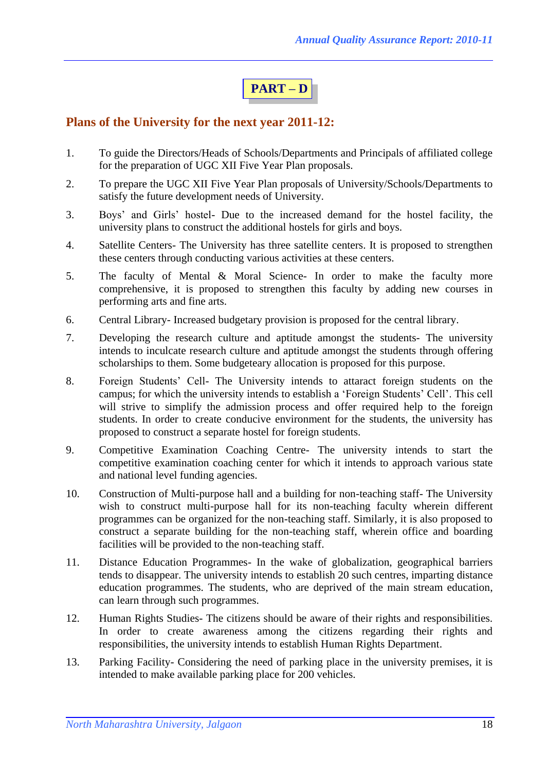# PART – D

## Plans of the University for the next year 2011-12:

1. To guide the Directors/Heads of Schools/Departments and Principals of affiliated college for the preparation of UGC XII Five Year Plan proposals.

2. To prepare the UGC XII Five Year Plan proposals of University/Schools/Departments to satisfy the future development needs of University.

3. Boys' and Girls' hostel- Due to the increased demand for the hostel facility, the university plans to construct the additional hostels for girls and boys.

4. Satellite Centers- The University has three satellite centers. It is proposed to strengthen these centers through conducting various activities at these centers.

5. The faculty of Mental & Moral Science- In order to make the faculty more comprehensive, it is proposed to strengthen this faculty by adding new courses in performing arts and fine arts.

6. Central Library- Increased budgetary provision is proposed for the central library.

7. Developing the research culture and aptitude amongst the students- The university intends to inculcate research culture and aptitude amongst the students through offering scholarships to them. Some budgeteary allocation is proposed for this purpose.

8. Foreign Students' Cell- The University intends to attaract foreign students on the campus; for which the university intends to establish a 'Foreign Students' Cell'. This cell will strive to simplify the admission process and offer required help to the foreign students. In order to create conducive environment for the students, the university has proposed to construct a separate hostel for foreign students.

9. Competitive Examination Coaching Centre- The university intends to start the competitive examination coaching center for which it intends to approach various state and national level funding agencies.

10. Construction of Multi-purpose hall and a building for non-teaching staff- The University wish to construct multi-purpose hall for its non-teaching faculty wherein different programmes can be organized for the non-teaching staff. Similarly, it is also proposed to construct a separate building for the non-teaching staff, wherein office and boarding facilities will be provided to the non-teaching staff.

11. Distance Education Programmes- In the wake of globalization, geographical barriers tends to disappear. The university intends to establish 20 such centres, imparting distance education programmes. The students, who are deprived of the main stream education, can learn through such programmes.

12. Human Rights Studies- The citizens should be aware of their rights and responsibilities. In order to create awareness among the citizens regarding their rights and responsibilities, the university intends to establish Human Rights Department.

13. Parking Facility- Considering the need of parking place in the university premises, it is intended to make available parking place for 200 vehicles.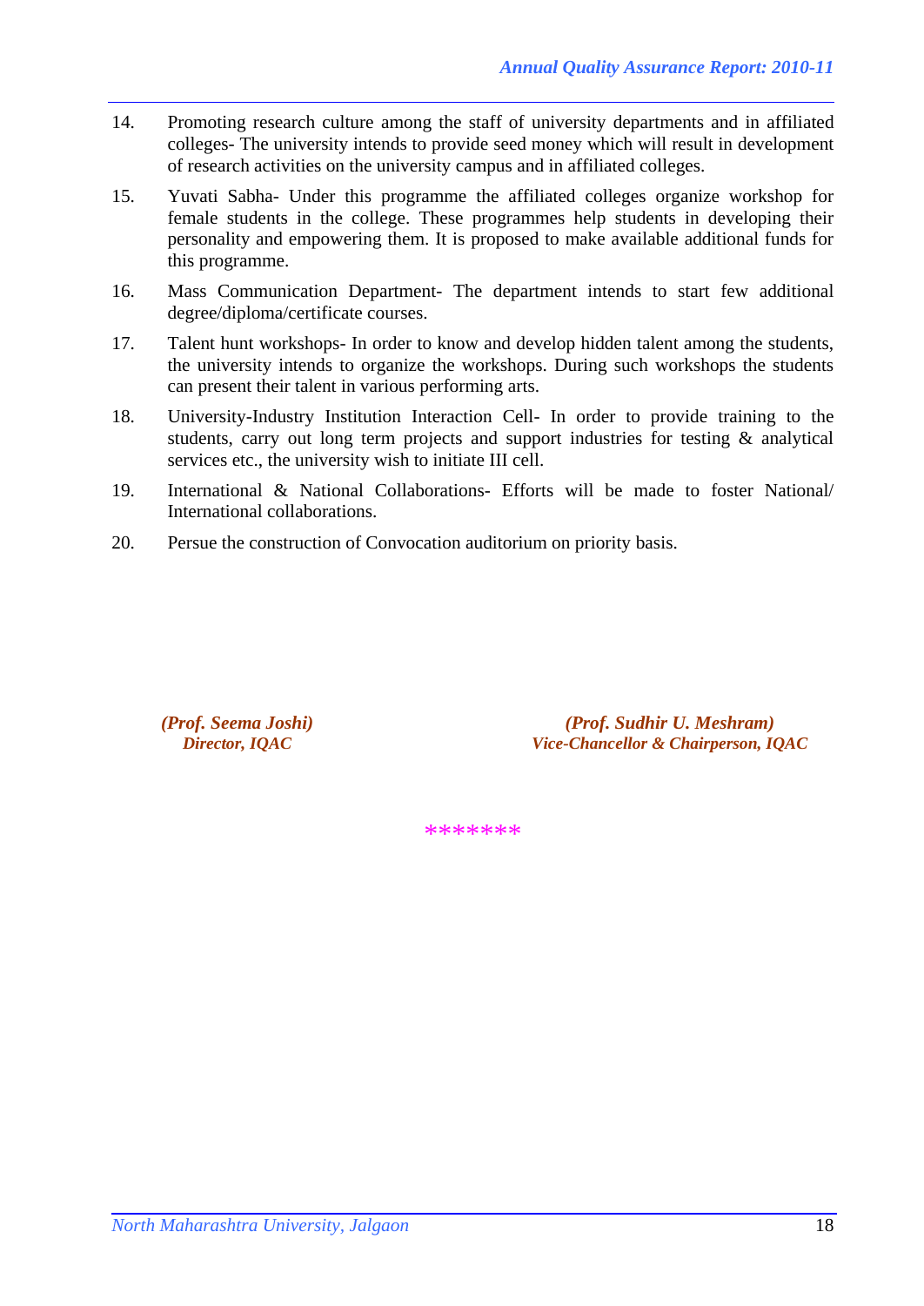14. Promoting research culture among the staff of university departments and in affiliated colleges- The university intends to provide seed money which will result in development of research activities on the university campus and in affiliated colleges.

15. Yuvati Sabha- Under this programme the affiliated colleges organize workshop for female students in the college. These programmes help students in developing their personality and empowering them. It is proposed to make available additional funds for this programme.

16. Mass Communication Department- The department intends to start few additional degree/diploma/certificate courses.

17. Talent hunt workshops- In order to know and develop hidden talent among the students, the university intends to organize the workshops. During such workshops the students can present their talent in various performing arts.

18. University-Industry Institution Interaction Cell- In order to provide training to the students, carry out long term projects and support industries for testing & analytical services etc., the university wish to initiate III cell.

19. International & National Collaborations- Efforts will be made to foster National/ International collaborations.

20. Persue the construction of Convocation auditorium on priority basis.

***(Prof. Seema Joshi)***
***Director, IQAC***

***(Prof. Sudhir U. Meshram)***
***Vice-Chancellor & Chairperson, IQAC***

*******